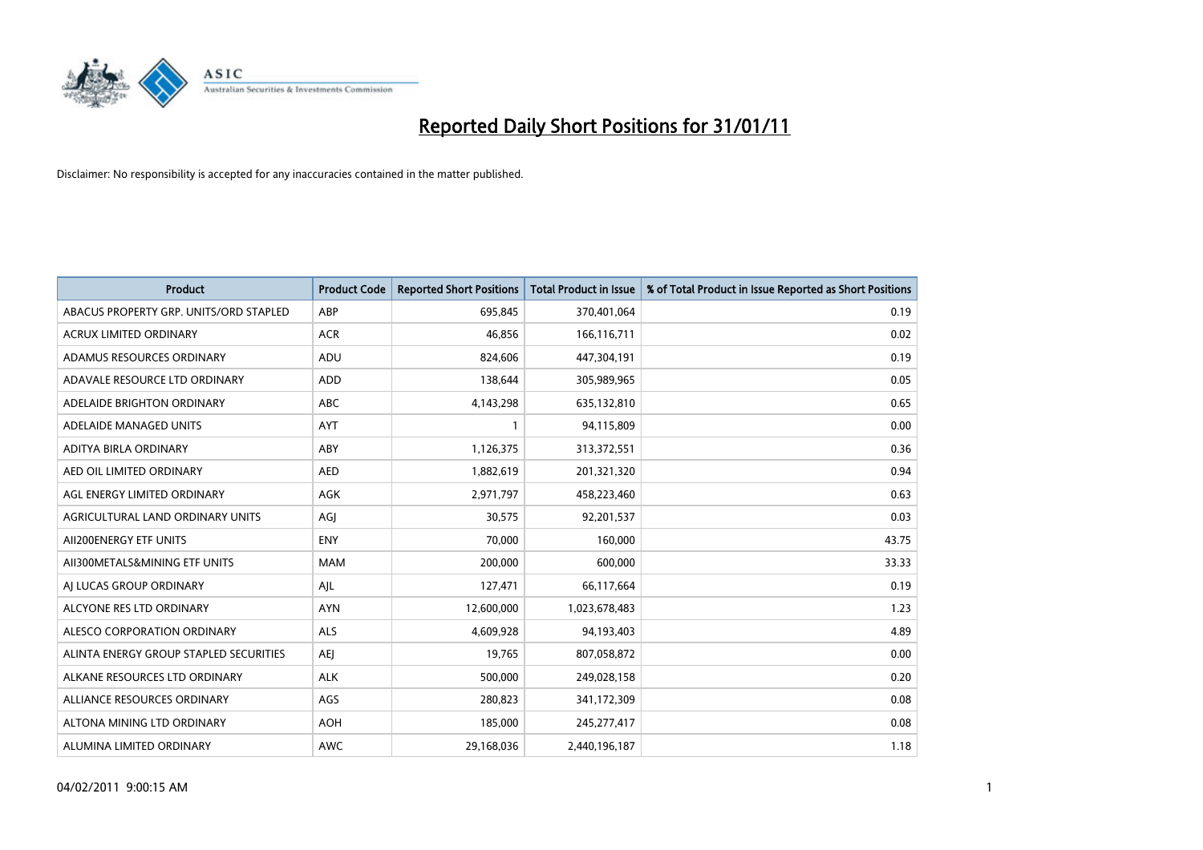# Reported Daily Short Positions for 31/01/11

Disclaimer: No responsibility is accepted for any inaccuracies contained in the matter published.

| Product | Product Code | Reported Short Positions | Total Product in Issue | % of Total Product in Issue Reported as Short Positions |
|---|---|---|---|---|
| ABACUS PROPERTY GRP. UNITS/ORD STAPLED | ABP | 695,845 | 370,401,064 | 0.19 |
| ACRUX LIMITED ORDINARY | ACR | 46,856 | 166,116,711 | 0.02 |
| ADAMUS RESOURCES ORDINARY | ADU | 824,606 | 447,304,191 | 0.19 |
| ADAVALE RESOURCE LTD ORDINARY | ADD | 138,644 | 305,989,965 | 0.05 |
| ADELAIDE BRIGHTON ORDINARY | ABC | 4,143,298 | 635,132,810 | 0.65 |
| ADELAIDE MANAGED UNITS | AYT | 1 | 94,115,809 | 0.00 |
| ADITYA BIRLA ORDINARY | ABY | 1,126,375 | 313,372,551 | 0.36 |
| AED OIL LIMITED ORDINARY | AED | 1,882,619 | 201,321,320 | 0.94 |
| AGL ENERGY LIMITED ORDINARY | AGK | 2,971,797 | 458,223,460 | 0.63 |
| AGRICULTURAL LAND ORDINARY UNITS | AGJ | 30,575 | 92,201,537 | 0.03 |
| AII200ENERGY ETF UNITS | ENY | 70,000 | 160,000 | 43.75 |
| AII300METALS&MINING ETF UNITS | MAM | 200,000 | 600,000 | 33.33 |
| AJ LUCAS GROUP ORDINARY | AJL | 127,471 | 66,117,664 | 0.19 |
| ALCYONE RES LTD ORDINARY | AYN | 12,600,000 | 1,023,678,483 | 1.23 |
| ALESCO CORPORATION ORDINARY | ALS | 4,609,928 | 94,193,403 | 4.89 |
| ALINTA ENERGY GROUP STAPLED SECURITIES | AEJ | 19,765 | 807,058,872 | 0.00 |
| ALKANE RESOURCES LTD ORDINARY | ALK | 500,000 | 249,028,158 | 0.20 |
| ALLIANCE RESOURCES ORDINARY | AGS | 280,823 | 341,172,309 | 0.08 |
| ALTONA MINING LTD ORDINARY | AOH | 185,000 | 245,277,417 | 0.08 |
| ALUMINA LIMITED ORDINARY | AWC | 29,168,036 | 2,440,196,187 | 1.18 |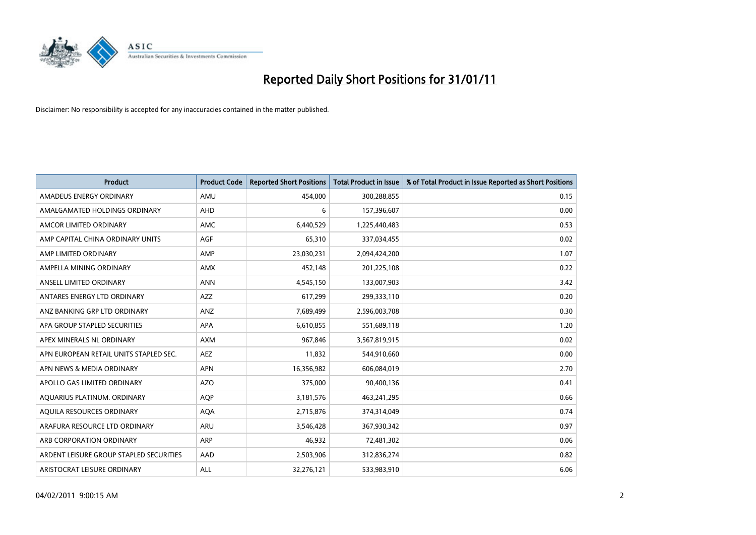# Reported Daily Short Positions for 31/01/11

Disclaimer: No responsibility is accepted for any inaccuracies contained in the matter published.

| Product | Product Code | Reported Short Positions | Total Product in Issue | % of Total Product in Issue Reported as Short Positions |
|---|---|---|---|---|
| AMADEUS ENERGY ORDINARY | AMU | 454,000 | 300,288,855 | 0.15 |
| AMALGAMATED HOLDINGS ORDINARY | AHD | 6 | 157,396,607 | 0.00 |
| AMCOR LIMITED ORDINARY | AMC | 6,440,529 | 1,225,440,483 | 0.53 |
| AMP CAPITAL CHINA ORDINARY UNITS | AGF | 65,310 | 337,034,455 | 0.02 |
| AMP LIMITED ORDINARY | AMP | 23,030,231 | 2,094,424,200 | 1.07 |
| AMPELLA MINING ORDINARY | AMX | 452,148 | 201,225,108 | 0.22 |
| ANSELL LIMITED ORDINARY | ANN | 4,545,150 | 133,007,903 | 3.42 |
| ANTARES ENERGY LTD ORDINARY | AZZ | 617,299 | 299,333,110 | 0.20 |
| ANZ BANKING GRP LTD ORDINARY | ANZ | 7,689,499 | 2,596,003,708 | 0.30 |
| APA GROUP STAPLED SECURITIES | APA | 6,610,855 | 551,689,118 | 1.20 |
| APEX MINERALS NL ORDINARY | AXM | 967,846 | 3,567,819,915 | 0.02 |
| APN EUROPEAN RETAIL UNITS STAPLED SEC. | AEZ | 11,832 | 544,910,660 | 0.00 |
| APN NEWS & MEDIA ORDINARY | APN | 16,356,982 | 606,084,019 | 2.70 |
| APOLLO GAS LIMITED ORDINARY | AZO | 375,000 | 90,400,136 | 0.41 |
| AQUARIUS PLATINUM. ORDINARY | AQP | 3,181,576 | 463,241,295 | 0.66 |
| AQUILA RESOURCES ORDINARY | AQA | 2,715,876 | 374,314,049 | 0.74 |
| ARAFURA RESOURCE LTD ORDINARY | ARU | 3,546,428 | 367,930,342 | 0.97 |
| ARB CORPORATION ORDINARY | ARP | 46,932 | 72,481,302 | 0.06 |
| ARDENT LEISURE GROUP STAPLED SECURITIES | AAD | 2,503,906 | 312,836,274 | 0.82 |
| ARISTOCRAT LEISURE ORDINARY | ALL | 32,276,121 | 533,983,910 | 6.06 |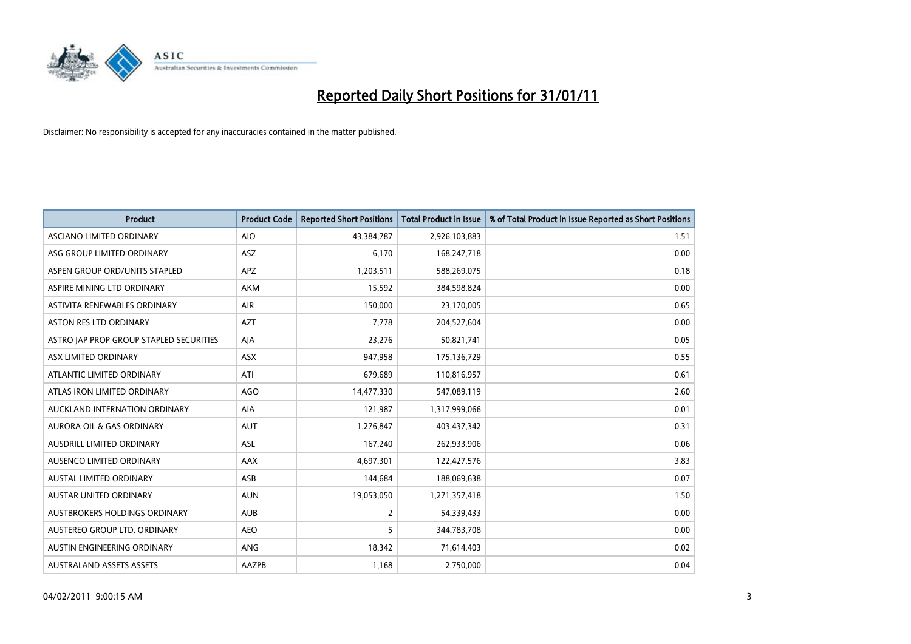# Reported Daily Short Positions for 31/01/11

Disclaimer: No responsibility is accepted for any inaccuracies contained in the matter published.

| Product | Product Code | Reported Short Positions | Total Product in Issue | % of Total Product in Issue Reported as Short Positions |
|---|---|---|---|---|
| ASCIANO LIMITED ORDINARY | AIO | 43,384,787 | 2,926,103,883 | 1.51 |
| ASG GROUP LIMITED ORDINARY | ASZ | 6,170 | 168,247,718 | 0.00 |
| ASPEN GROUP ORD/UNITS STAPLED | APZ | 1,203,511 | 588,269,075 | 0.18 |
| ASPIRE MINING LTD ORDINARY | AKM | 15,592 | 384,598,824 | 0.00 |
| ASTIVITA RENEWABLES ORDINARY | AIR | 150,000 | 23,170,005 | 0.65 |
| ASTON RES LTD ORDINARY | AZT | 7,778 | 204,527,604 | 0.00 |
| ASTRO JAP PROP GROUP STAPLED SECURITIES | AJA | 23,276 | 50,821,741 | 0.05 |
| ASX LIMITED ORDINARY | ASX | 947,958 | 175,136,729 | 0.55 |
| ATLANTIC LIMITED ORDINARY | ATI | 679,689 | 110,816,957 | 0.61 |
| ATLAS IRON LIMITED ORDINARY | AGO | 14,477,330 | 547,089,119 | 2.60 |
| AUCKLAND INTERNATION ORDINARY | AIA | 121,987 | 1,317,999,066 | 0.01 |
| AURORA OIL & GAS ORDINARY | AUT | 1,276,847 | 403,437,342 | 0.31 |
| AUSDRILL LIMITED ORDINARY | ASL | 167,240 | 262,933,906 | 0.06 |
| AUSENCO LIMITED ORDINARY | AAX | 4,697,301 | 122,427,576 | 3.83 |
| AUSTAL LIMITED ORDINARY | ASB | 144,684 | 188,069,638 | 0.07 |
| AUSTAR UNITED ORDINARY | AUN | 19,053,050 | 1,271,357,418 | 1.50 |
| AUSTBROKERS HOLDINGS ORDINARY | AUB | 2 | 54,339,433 | 0.00 |
| AUSTEREO GROUP LTD. ORDINARY | AEO | 5 | 344,783,708 | 0.00 |
| AUSTIN ENGINEERING ORDINARY | ANG | 18,342 | 71,614,403 | 0.02 |
| AUSTRALAND ASSETS ASSETS | AAZPB | 1,168 | 2,750,000 | 0.04 |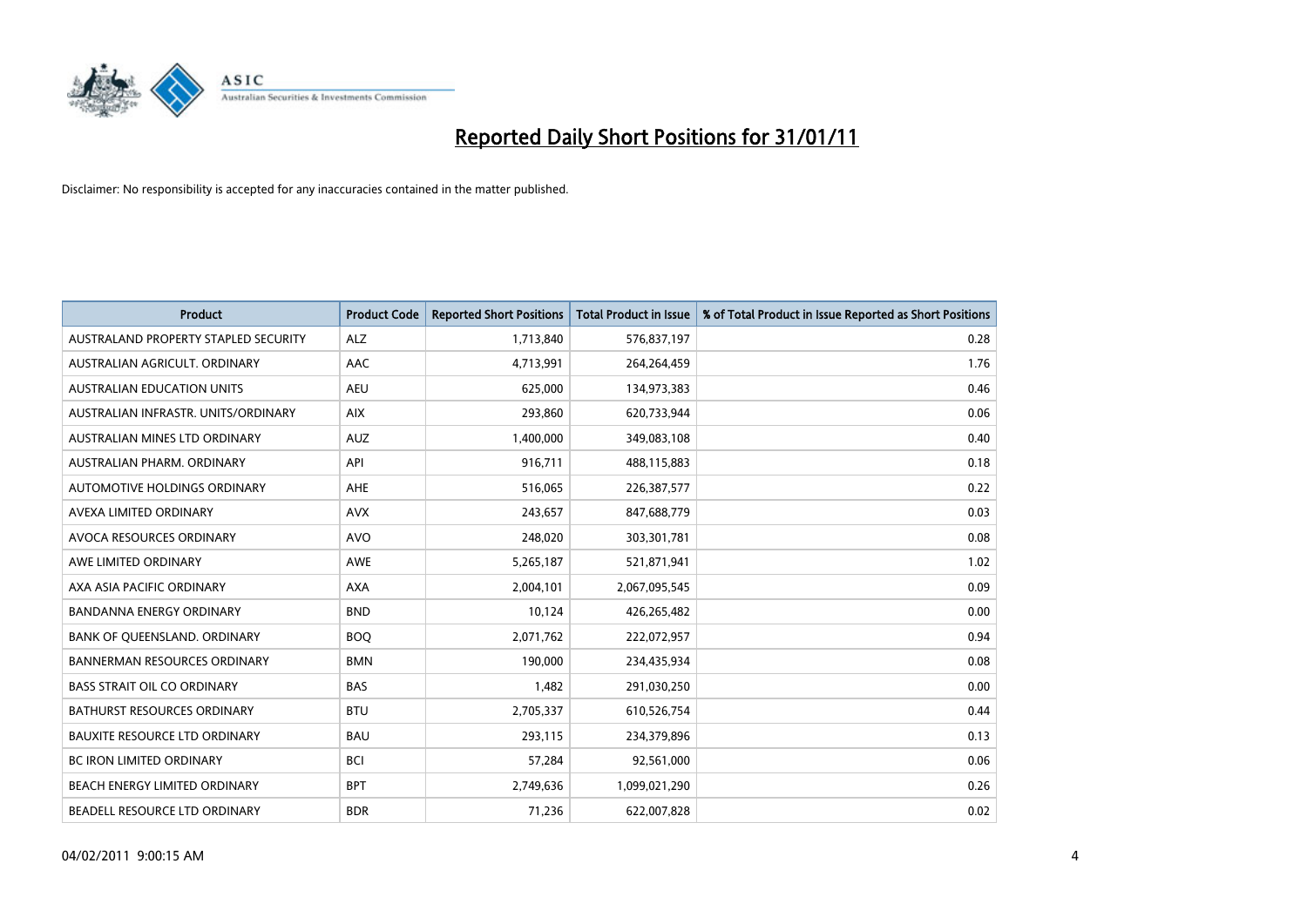# Reported Daily Short Positions for 31/01/11

Disclaimer: No responsibility is accepted for any inaccuracies contained in the matter published.

| Product | Product Code | Reported Short Positions | Total Product in Issue | % of Total Product in Issue Reported as Short Positions |
|---|---|---|---|---|
| AUSTRALAND PROPERTY STAPLED SECURITY | ALZ | 1,713,840 | 576,837,197 | 0.28 |
| AUSTRALIAN AGRICULT. ORDINARY | AAC | 4,713,991 | 264,264,459 | 1.76 |
| AUSTRALIAN EDUCATION UNITS | AEU | 625,000 | 134,973,383 | 0.46 |
| AUSTRALIAN INFRASTR. UNITS/ORDINARY | AIX | 293,860 | 620,733,944 | 0.06 |
| AUSTRALIAN MINES LTD ORDINARY | AUZ | 1,400,000 | 349,083,108 | 0.40 |
| AUSTRALIAN PHARM. ORDINARY | API | 916,711 | 488,115,883 | 0.18 |
| AUTOMOTIVE HOLDINGS ORDINARY | AHE | 516,065 | 226,387,577 | 0.22 |
| AVEXA LIMITED ORDINARY | AVX | 243,657 | 847,688,779 | 0.03 |
| AVOCA RESOURCES ORDINARY | AVO | 248,020 | 303,301,781 | 0.08 |
| AWE LIMITED ORDINARY | AWE | 5,265,187 | 521,871,941 | 1.02 |
| AXA ASIA PACIFIC ORDINARY | AXA | 2,004,101 | 2,067,095,545 | 0.09 |
| BANDANNA ENERGY ORDINARY | BND | 10,124 | 426,265,482 | 0.00 |
| BANK OF QUEENSLAND. ORDINARY | BOQ | 2,071,762 | 222,072,957 | 0.94 |
| BANNERMAN RESOURCES ORDINARY | BMN | 190,000 | 234,435,934 | 0.08 |
| BASS STRAIT OIL CO ORDINARY | BAS | 1,482 | 291,030,250 | 0.00 |
| BATHURST RESOURCES ORDINARY | BTU | 2,705,337 | 610,526,754 | 0.44 |
| BAUXITE RESOURCE LTD ORDINARY | BAU | 293,115 | 234,379,896 | 0.13 |
| BC IRON LIMITED ORDINARY | BCI | 57,284 | 92,561,000 | 0.06 |
| BEACH ENERGY LIMITED ORDINARY | BPT | 2,749,636 | 1,099,021,290 | 0.26 |
| BEADELL RESOURCE LTD ORDINARY | BDR | 71,236 | 622,007,828 | 0.02 |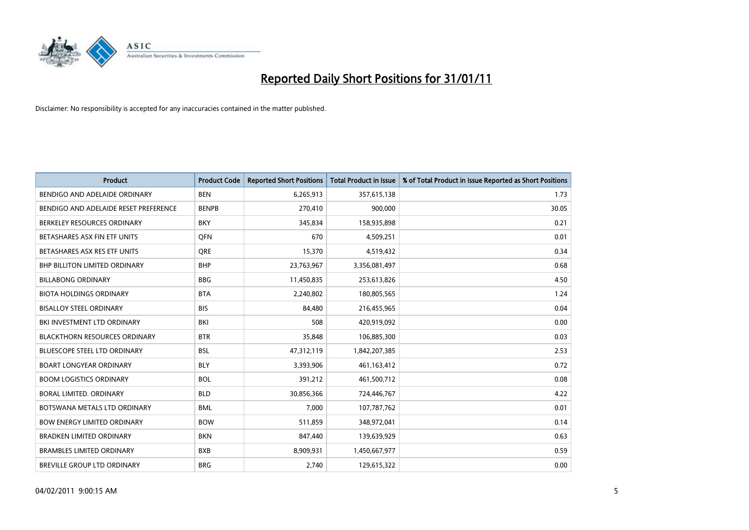# Reported Daily Short Positions for 31/01/11

Disclaimer: No responsibility is accepted for any inaccuracies contained in the matter published.

| Product | Product Code | Reported Short Positions | Total Product in Issue | % of Total Product in Issue Reported as Short Positions |
|---|---|---|---|---|
| BENDIGO AND ADELAIDE ORDINARY | BEN | 6,265,913 | 357,615,138 | 1.73 |
| BENDIGO AND ADELAIDE RESET PREFERENCE | BENPB | 270,410 | 900,000 | 30.05 |
| BERKELEY RESOURCES ORDINARY | BKY | 345,834 | 158,935,898 | 0.21 |
| BETASHARES ASX FIN ETF UNITS | QFN | 670 | 4,509,251 | 0.01 |
| BETASHARES ASX RES ETF UNITS | QRE | 15,370 | 4,519,432 | 0.34 |
| BHP BILLITON LIMITED ORDINARY | BHP | 23,763,967 | 3,356,081,497 | 0.68 |
| BILLABONG ORDINARY | BBG | 11,450,835 | 253,613,826 | 4.50 |
| BIOTA HOLDINGS ORDINARY | BTA | 2,240,802 | 180,805,565 | 1.24 |
| BISALLOY STEEL ORDINARY | BIS | 84,480 | 216,455,965 | 0.04 |
| BKI INVESTMENT LTD ORDINARY | BKI | 508 | 420,919,092 | 0.00 |
| BLACKTHORN RESOURCES ORDINARY | BTR | 35,848 | 106,885,300 | 0.03 |
| BLUESCOPE STEEL LTD ORDINARY | BSL | 47,312,119 | 1,842,207,385 | 2.53 |
| BOART LONGYEAR ORDINARY | BLY | 3,393,906 | 461,163,412 | 0.72 |
| BOOM LOGISTICS ORDINARY | BOL | 391,212 | 461,500,712 | 0.08 |
| BORAL LIMITED. ORDINARY | BLD | 30,856,366 | 724,446,767 | 4.22 |
| BOTSWANA METALS LTD ORDINARY | BML | 7,000 | 107,787,762 | 0.01 |
| BOW ENERGY LIMITED ORDINARY | BOW | 511,859 | 348,972,041 | 0.14 |
| BRADKEN LIMITED ORDINARY | BKN | 847,440 | 139,639,929 | 0.63 |
| BRAMBLES LIMITED ORDINARY | BXB | 8,909,931 | 1,450,667,977 | 0.59 |
| BREVILLE GROUP LTD ORDINARY | BRG | 2,740 | 129,615,322 | 0.00 |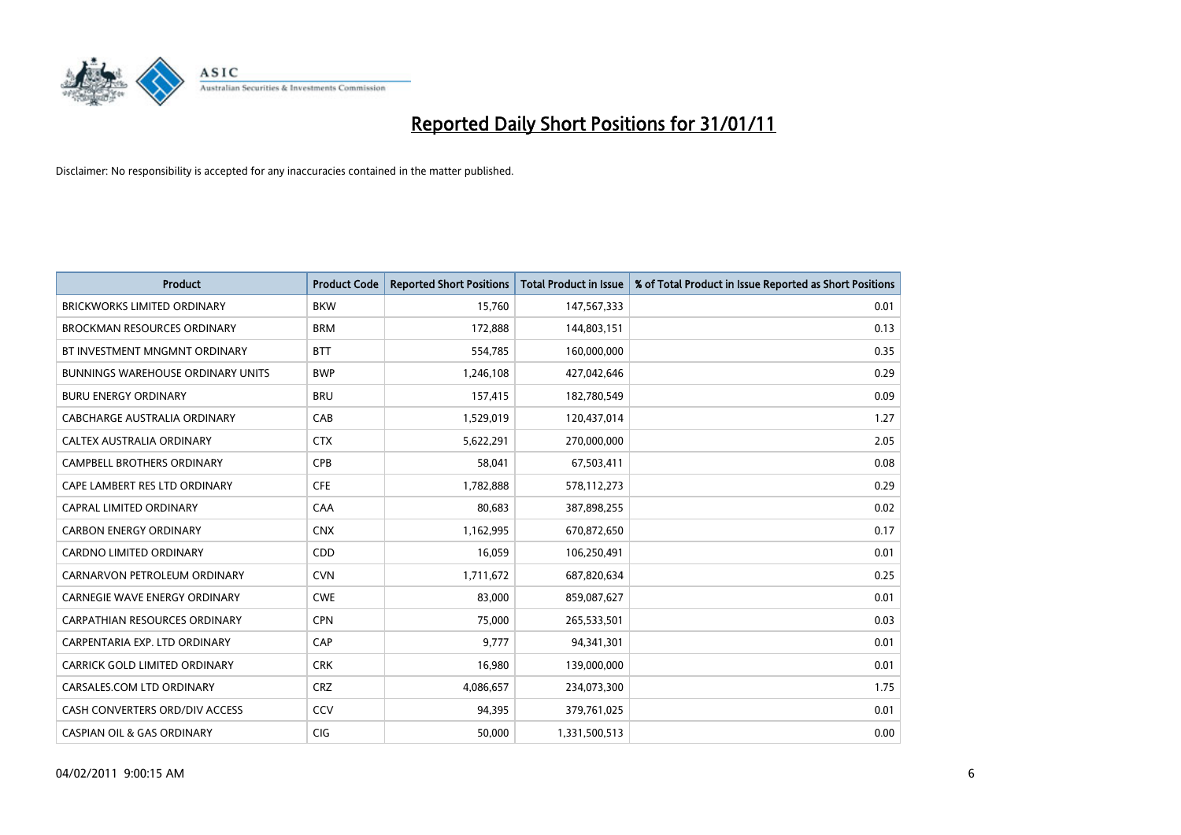# Reported Daily Short Positions for 31/01/11

Disclaimer: No responsibility is accepted for any inaccuracies contained in the matter published.

| Product | Product Code | Reported Short Positions | Total Product in Issue | % of Total Product in Issue Reported as Short Positions |
|---|---|---|---|---|
| BRICKWORKS LIMITED ORDINARY | BKW | 15,760 | 147,567,333 | 0.01 |
| BROCKMAN RESOURCES ORDINARY | BRM | 172,888 | 144,803,151 | 0.13 |
| BT INVESTMENT MNGMNT ORDINARY | BTT | 554,785 | 160,000,000 | 0.35 |
| BUNNINGS WAREHOUSE ORDINARY UNITS | BWP | 1,246,108 | 427,042,646 | 0.29 |
| BURU ENERGY ORDINARY | BRU | 157,415 | 182,780,549 | 0.09 |
| CABCHARGE AUSTRALIA ORDINARY | CAB | 1,529,019 | 120,437,014 | 1.27 |
| CALTEX AUSTRALIA ORDINARY | CTX | 5,622,291 | 270,000,000 | 2.05 |
| CAMPBELL BROTHERS ORDINARY | CPB | 58,041 | 67,503,411 | 0.08 |
| CAPE LAMBERT RES LTD ORDINARY | CFE | 1,782,888 | 578,112,273 | 0.29 |
| CAPRAL LIMITED ORDINARY | CAA | 80,683 | 387,898,255 | 0.02 |
| CARBON ENERGY ORDINARY | CNX | 1,162,995 | 670,872,650 | 0.17 |
| CARDNO LIMITED ORDINARY | CDD | 16,059 | 106,250,491 | 0.01 |
| CARNARVON PETROLEUM ORDINARY | CVN | 1,711,672 | 687,820,634 | 0.25 |
| CARNEGIE WAVE ENERGY ORDINARY | CWE | 83,000 | 859,087,627 | 0.01 |
| CARPATHIAN RESOURCES ORDINARY | CPN | 75,000 | 265,533,501 | 0.03 |
| CARPENTARIA EXP. LTD ORDINARY | CAP | 9,777 | 94,341,301 | 0.01 |
| CARRICK GOLD LIMITED ORDINARY | CRK | 16,980 | 139,000,000 | 0.01 |
| CARSALES.COM LTD ORDINARY | CRZ | 4,086,657 | 234,073,300 | 1.75 |
| CASH CONVERTERS ORD/DIV ACCESS | CCV | 94,395 | 379,761,025 | 0.01 |
| CASPIAN OIL & GAS ORDINARY | CIG | 50,000 | 1,331,500,513 | 0.00 |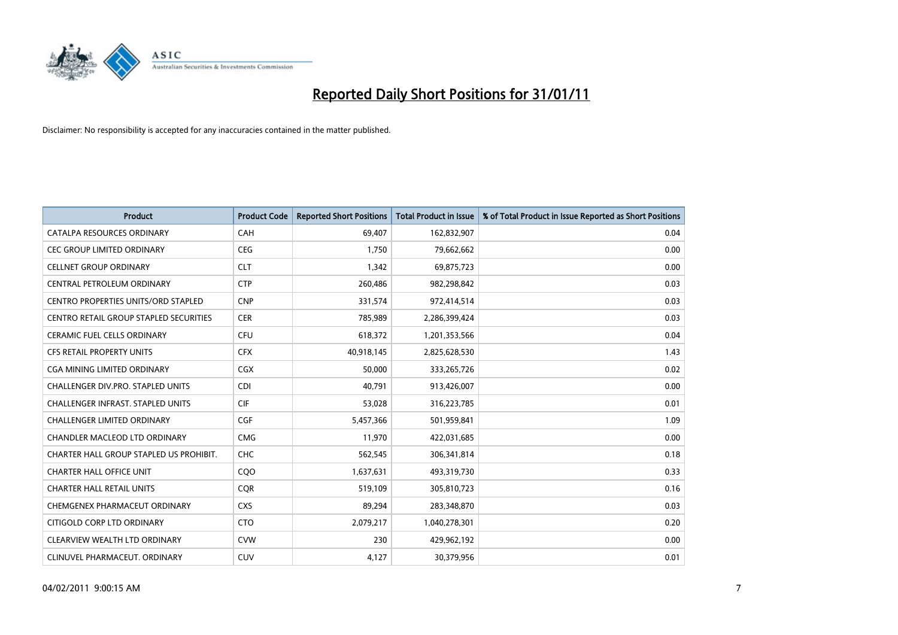# Reported Daily Short Positions for 31/01/11

Disclaimer: No responsibility is accepted for any inaccuracies contained in the matter published.

| Product | Product Code | Reported Short Positions | Total Product in Issue | % of Total Product in Issue Reported as Short Positions |
|---|---|---|---|---|
| CATALPA RESOURCES ORDINARY | CAH | 69,407 | 162,832,907 | 0.04 |
| CEC GROUP LIMITED ORDINARY | CEG | 1,750 | 79,662,662 | 0.00 |
| CELLNET GROUP ORDINARY | CLT | 1,342 | 69,875,723 | 0.00 |
| CENTRAL PETROLEUM ORDINARY | CTP | 260,486 | 982,298,842 | 0.03 |
| CENTRO PROPERTIES UNITS/ORD STAPLED | CNP | 331,574 | 972,414,514 | 0.03 |
| CENTRO RETAIL GROUP STAPLED SECURITIES | CER | 785,989 | 2,286,399,424 | 0.03 |
| CERAMIC FUEL CELLS ORDINARY | CFU | 618,372 | 1,201,353,566 | 0.04 |
| CFS RETAIL PROPERTY UNITS | CFX | 40,918,145 | 2,825,628,530 | 1.43 |
| CGA MINING LIMITED ORDINARY | CGX | 50,000 | 333,265,726 | 0.02 |
| CHALLENGER DIV.PRO. STAPLED UNITS | CDI | 40,791 | 913,426,007 | 0.00 |
| CHALLENGER INFRAST. STAPLED UNITS | CIF | 53,028 | 316,223,785 | 0.01 |
| CHALLENGER LIMITED ORDINARY | CGF | 5,457,366 | 501,959,841 | 1.09 |
| CHANDLER MACLEOD LTD ORDINARY | CMG | 11,970 | 422,031,685 | 0.00 |
| CHARTER HALL GROUP STAPLED US PROHIBIT. | CHC | 562,545 | 306,341,814 | 0.18 |
| CHARTER HALL OFFICE UNIT | CQO | 1,637,631 | 493,319,730 | 0.33 |
| CHARTER HALL RETAIL UNITS | CQR | 519,109 | 305,810,723 | 0.16 |
| CHEMGENEX PHARMACEUT ORDINARY | CXS | 89,294 | 283,348,870 | 0.03 |
| CITIGOLD CORP LTD ORDINARY | CTO | 2,079,217 | 1,040,278,301 | 0.20 |
| CLEARVIEW WEALTH LTD ORDINARY | CVW | 230 | 429,962,192 | 0.00 |
| CLINUVEL PHARMACEUT. ORDINARY | CUV | 4,127 | 30,379,956 | 0.01 |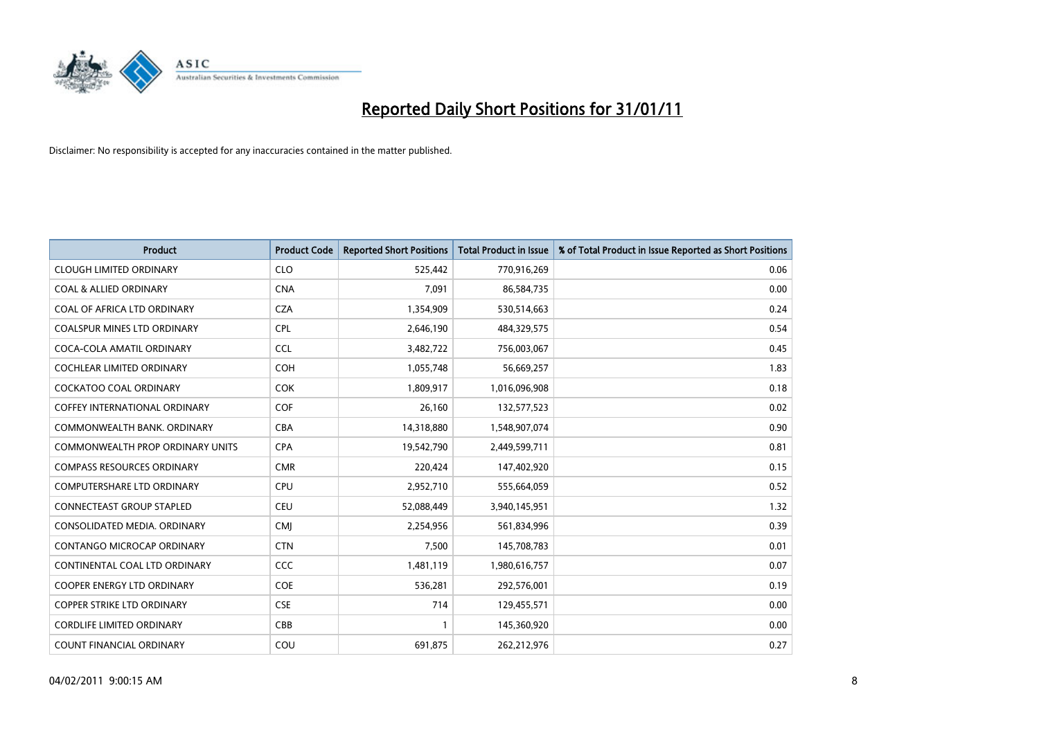# Reported Daily Short Positions for 31/01/11

Disclaimer: No responsibility is accepted for any inaccuracies contained in the matter published.

| Product | Product Code | Reported Short Positions | Total Product in Issue | % of Total Product in Issue Reported as Short Positions |
|---|---|---|---|---|
| CLOUGH LIMITED ORDINARY | CLO | 525,442 | 770,916,269 | 0.06 |
| COAL & ALLIED ORDINARY | CNA | 7,091 | 86,584,735 | 0.00 |
| COAL OF AFRICA LTD ORDINARY | CZA | 1,354,909 | 530,514,663 | 0.24 |
| COALSPUR MINES LTD ORDINARY | CPL | 2,646,190 | 484,329,575 | 0.54 |
| COCA-COLA AMATIL ORDINARY | CCL | 3,482,722 | 756,003,067 | 0.45 |
| COCHLEAR LIMITED ORDINARY | COH | 1,055,748 | 56,669,257 | 1.83 |
| COCKATOO COAL ORDINARY | COK | 1,809,917 | 1,016,096,908 | 0.18 |
| COFFEY INTERNATIONAL ORDINARY | COF | 26,160 | 132,577,523 | 0.02 |
| COMMONWEALTH BANK. ORDINARY | CBA | 14,318,880 | 1,548,907,074 | 0.90 |
| COMMONWEALTH PROP ORDINARY UNITS | CPA | 19,542,790 | 2,449,599,711 | 0.81 |
| COMPASS RESOURCES ORDINARY | CMR | 220,424 | 147,402,920 | 0.15 |
| COMPUTERSHARE LTD ORDINARY | CPU | 2,952,710 | 555,664,059 | 0.52 |
| CONNECTEAST GROUP STAPLED | CEU | 52,088,449 | 3,940,145,951 | 1.32 |
| CONSOLIDATED MEDIA. ORDINARY | CMJ | 2,254,956 | 561,834,996 | 0.39 |
| CONTANGO MICROCAP ORDINARY | CTN | 7,500 | 145,708,783 | 0.01 |
| CONTINENTAL COAL LTD ORDINARY | CCC | 1,481,119 | 1,980,616,757 | 0.07 |
| COOPER ENERGY LTD ORDINARY | COE | 536,281 | 292,576,001 | 0.19 |
| COPPER STRIKE LTD ORDINARY | CSE | 714 | 129,455,571 | 0.00 |
| CORDLIFE LIMITED ORDINARY | CBB | 1 | 145,360,920 | 0.00 |
| COUNT FINANCIAL ORDINARY | COU | 691,875 | 262,212,976 | 0.27 |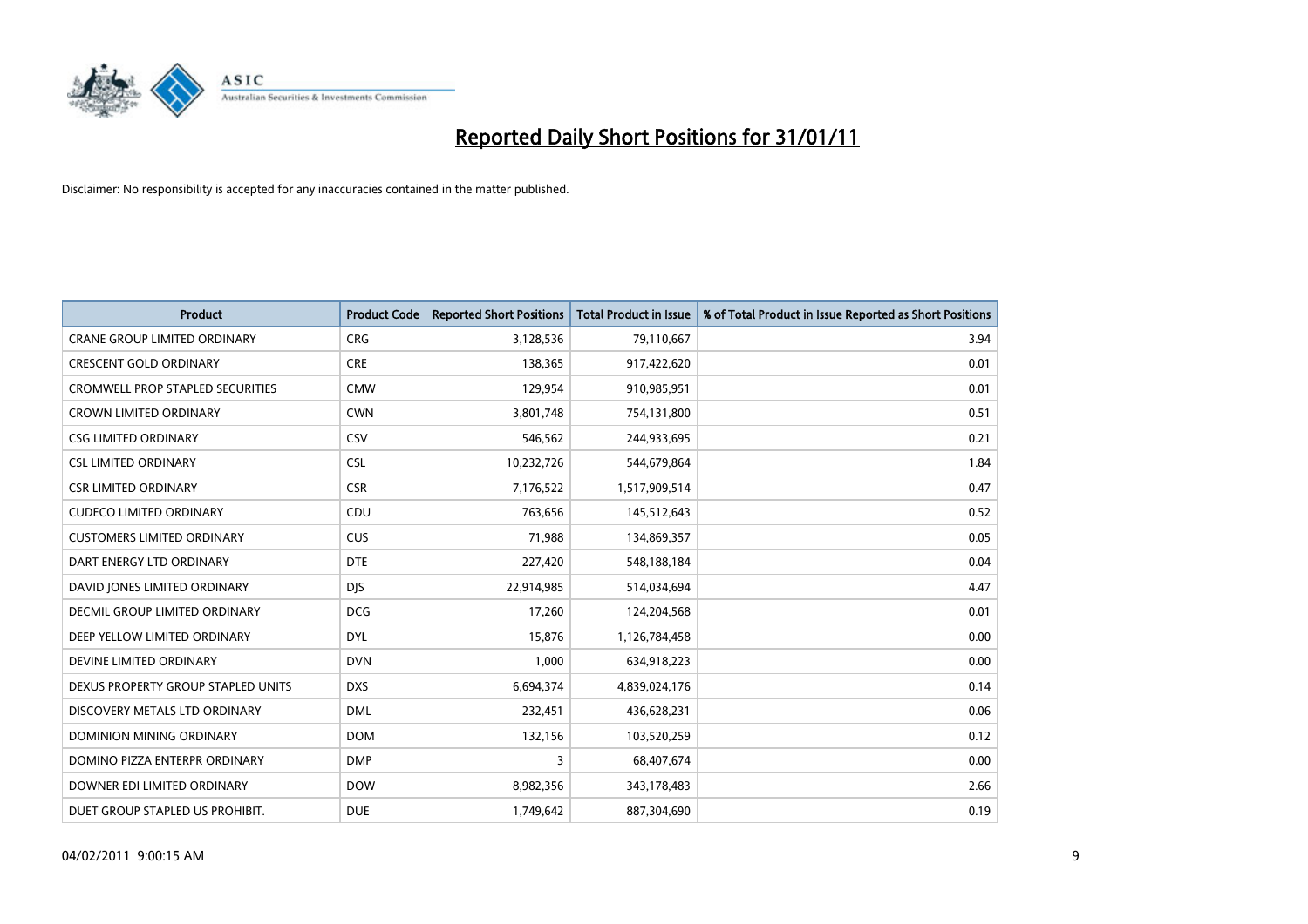# Reported Daily Short Positions for 31/01/11

Disclaimer: No responsibility is accepted for any inaccuracies contained in the matter published.

| Product | Product Code | Reported Short Positions | Total Product in Issue | % of Total Product in Issue Reported as Short Positions |
|---|---|---|---|---|
| CRANE GROUP LIMITED ORDINARY | CRG | 3,128,536 | 79,110,667 | 3.94 |
| CRESCENT GOLD ORDINARY | CRE | 138,365 | 917,422,620 | 0.01 |
| CROMWELL PROP STAPLED SECURITIES | CMW | 129,954 | 910,985,951 | 0.01 |
| CROWN LIMITED ORDINARY | CWN | 3,801,748 | 754,131,800 | 0.51 |
| CSG LIMITED ORDINARY | CSV | 546,562 | 244,933,695 | 0.21 |
| CSL LIMITED ORDINARY | CSL | 10,232,726 | 544,679,864 | 1.84 |
| CSR LIMITED ORDINARY | CSR | 7,176,522 | 1,517,909,514 | 0.47 |
| CUDECO LIMITED ORDINARY | CDU | 763,656 | 145,512,643 | 0.52 |
| CUSTOMERS LIMITED ORDINARY | CUS | 71,988 | 134,869,357 | 0.05 |
| DART ENERGY LTD ORDINARY | DTE | 227,420 | 548,188,184 | 0.04 |
| DAVID JONES LIMITED ORDINARY | DJS | 22,914,985 | 514,034,694 | 4.47 |
| DECMIL GROUP LIMITED ORDINARY | DCG | 17,260 | 124,204,568 | 0.01 |
| DEEP YELLOW LIMITED ORDINARY | DYL | 15,876 | 1,126,784,458 | 0.00 |
| DEVINE LIMITED ORDINARY | DVN | 1,000 | 634,918,223 | 0.00 |
| DEXUS PROPERTY GROUP STAPLED UNITS | DXS | 6,694,374 | 4,839,024,176 | 0.14 |
| DISCOVERY METALS LTD ORDINARY | DML | 232,451 | 436,628,231 | 0.06 |
| DOMINION MINING ORDINARY | DOM | 132,156 | 103,520,259 | 0.12 |
| DOMINO PIZZA ENTERPR ORDINARY | DMP | 3 | 68,407,674 | 0.00 |
| DOWNER EDI LIMITED ORDINARY | DOW | 8,982,356 | 343,178,483 | 2.66 |
| DUET GROUP STAPLED US PROHIBIT. | DUE | 1,749,642 | 887,304,690 | 0.19 |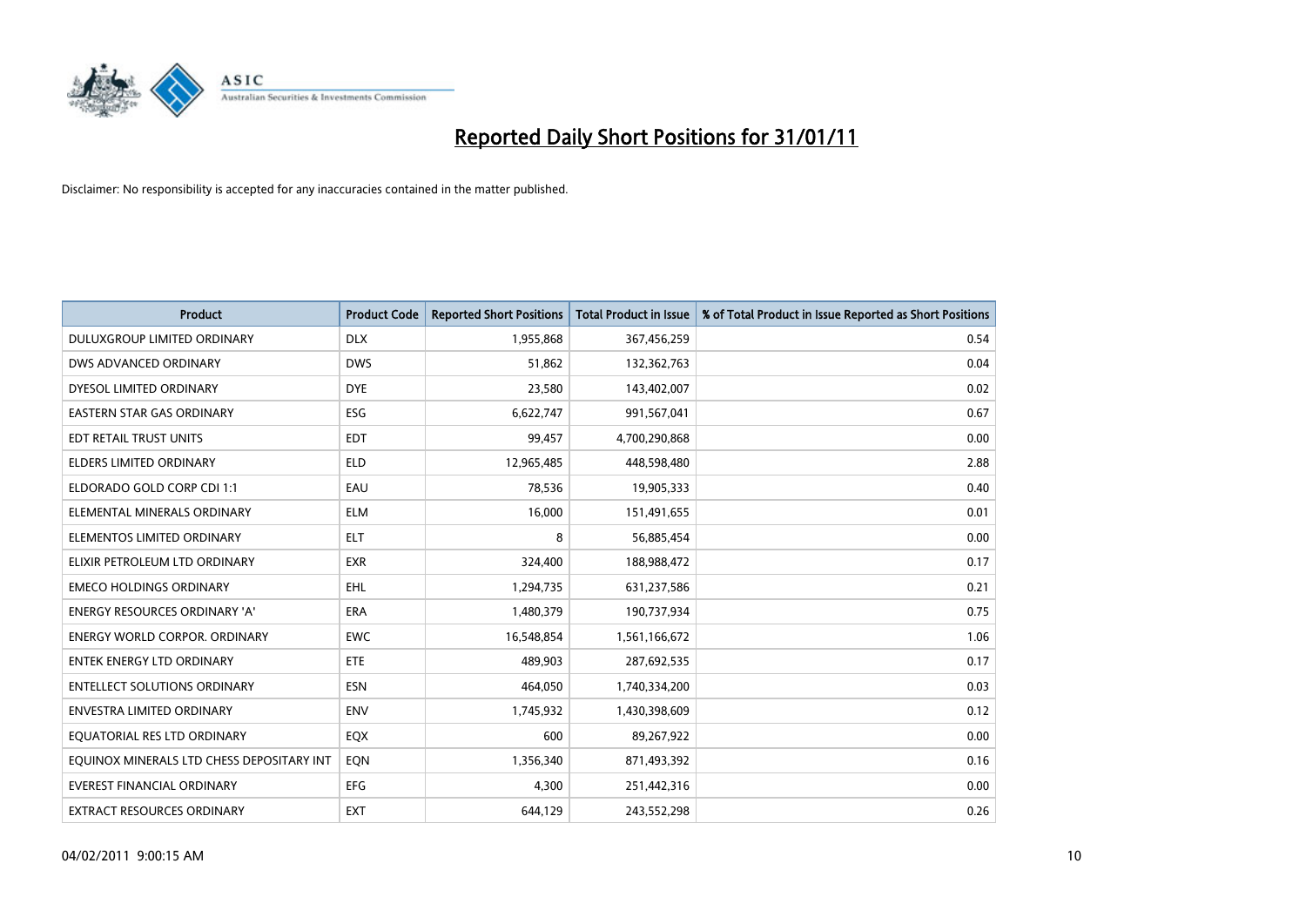# Reported Daily Short Positions for 31/01/11

Disclaimer: No responsibility is accepted for any inaccuracies contained in the matter published.

| Product | Product Code | Reported Short Positions | Total Product in Issue | % of Total Product in Issue Reported as Short Positions |
| --- | --- | --- | --- | --- |
| DULUXGROUP LIMITED ORDINARY | DLX | 1,955,868 | 367,456,259 | 0.54 |
| DWS ADVANCED ORDINARY | DWS | 51,862 | 132,362,763 | 0.04 |
| DYESOL LIMITED ORDINARY | DYE | 23,580 | 143,402,007 | 0.02 |
| EASTERN STAR GAS ORDINARY | ESG | 6,622,747 | 991,567,041 | 0.67 |
| EDT RETAIL TRUST UNITS | EDT | 99,457 | 4,700,290,868 | 0.00 |
| ELDERS LIMITED ORDINARY | ELD | 12,965,485 | 448,598,480 | 2.88 |
| ELDORADO GOLD CORP CDI 1:1 | EAU | 78,536 | 19,905,333 | 0.40 |
| ELEMENTAL MINERALS ORDINARY | ELM | 16,000 | 151,491,655 | 0.01 |
| ELEMENTOS LIMITED ORDINARY | ELT | 8 | 56,885,454 | 0.00 |
| ELIXIR PETROLEUM LTD ORDINARY | EXR | 324,400 | 188,988,472 | 0.17 |
| EMECO HOLDINGS ORDINARY | EHL | 1,294,735 | 631,237,586 | 0.21 |
| ENERGY RESOURCES ORDINARY 'A' | ERA | 1,480,379 | 190,737,934 | 0.75 |
| ENERGY WORLD CORPOR. ORDINARY | EWC | 16,548,854 | 1,561,166,672 | 1.06 |
| ENTEK ENERGY LTD ORDINARY | ETE | 489,903 | 287,692,535 | 0.17 |
| ENTELLECT SOLUTIONS ORDINARY | ESN | 464,050 | 1,740,334,200 | 0.03 |
| ENVESTRA LIMITED ORDINARY | ENV | 1,745,932 | 1,430,398,609 | 0.12 |
| EQUATORIAL RES LTD ORDINARY | EQX | 600 | 89,267,922 | 0.00 |
| EQUINOX MINERALS LTD CHESS DEPOSITARY INT | EQN | 1,356,340 | 871,493,392 | 0.16 |
| EVEREST FINANCIAL ORDINARY | EFG | 4,300 | 251,442,316 | 0.00 |
| EXTRACT RESOURCES ORDINARY | EXT | 644,129 | 243,552,298 | 0.26 |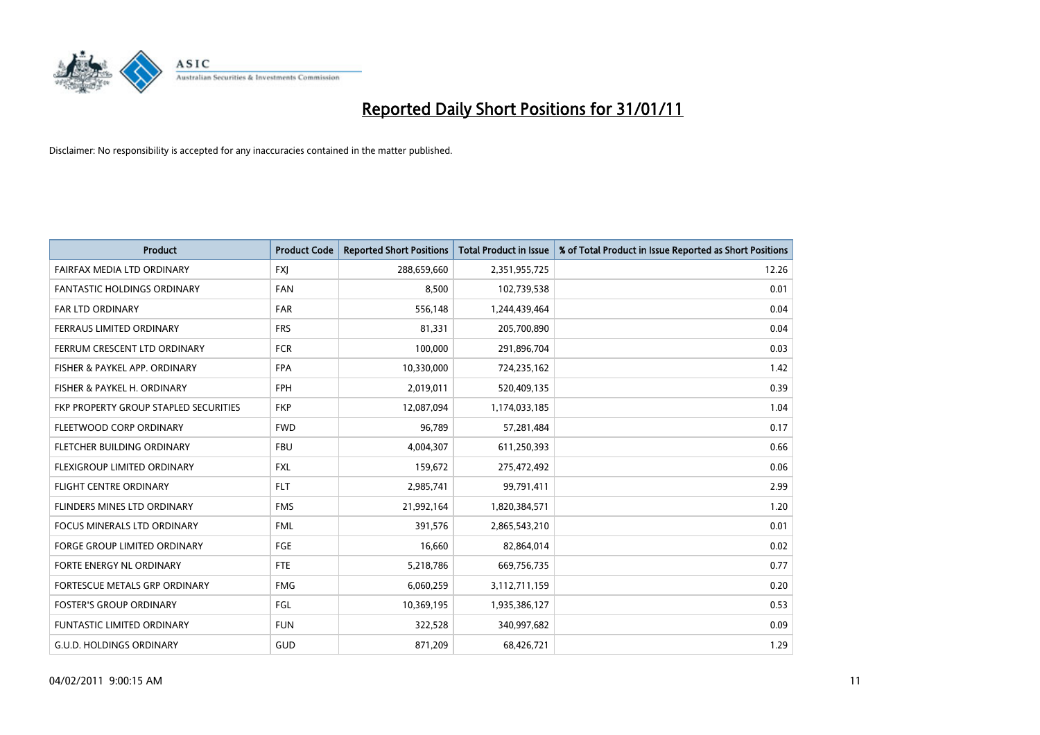# Reported Daily Short Positions for 31/01/11

Disclaimer: No responsibility is accepted for any inaccuracies contained in the matter published.

| Product | Product Code | Reported Short Positions | Total Product in Issue | % of Total Product in Issue Reported as Short Positions |
|---|---|---|---|---|
| FAIRFAX MEDIA LTD ORDINARY | FXJ | 288,659,660 | 2,351,955,725 | 12.26 |
| FANTASTIC HOLDINGS ORDINARY | FAN | 8,500 | 102,739,538 | 0.01 |
| FAR LTD ORDINARY | FAR | 556,148 | 1,244,439,464 | 0.04 |
| FERRAUS LIMITED ORDINARY | FRS | 81,331 | 205,700,890 | 0.04 |
| FERRUM CRESCENT LTD ORDINARY | FCR | 100,000 | 291,896,704 | 0.03 |
| FISHER & PAYKEL APP. ORDINARY | FPA | 10,330,000 | 724,235,162 | 1.42 |
| FISHER & PAYKEL H. ORDINARY | FPH | 2,019,011 | 520,409,135 | 0.39 |
| FKP PROPERTY GROUP STAPLED SECURITIES | FKP | 12,087,094 | 1,174,033,185 | 1.04 |
| FLEETWOOD CORP ORDINARY | FWD | 96,789 | 57,281,484 | 0.17 |
| FLETCHER BUILDING ORDINARY | FBU | 4,004,307 | 611,250,393 | 0.66 |
| FLEXIGROUP LIMITED ORDINARY | FXL | 159,672 | 275,472,492 | 0.06 |
| FLIGHT CENTRE ORDINARY | FLT | 2,985,741 | 99,791,411 | 2.99 |
| FLINDERS MINES LTD ORDINARY | FMS | 21,992,164 | 1,820,384,571 | 1.20 |
| FOCUS MINERALS LTD ORDINARY | FML | 391,576 | 2,865,543,210 | 0.01 |
| FORGE GROUP LIMITED ORDINARY | FGE | 16,660 | 82,864,014 | 0.02 |
| FORTE ENERGY NL ORDINARY | FTE | 5,218,786 | 669,756,735 | 0.77 |
| FORTESCUE METALS GRP ORDINARY | FMG | 6,060,259 | 3,112,711,159 | 0.20 |
| FOSTER'S GROUP ORDINARY | FGL | 10,369,195 | 1,935,386,127 | 0.53 |
| FUNTASTIC LIMITED ORDINARY | FUN | 322,528 | 340,997,682 | 0.09 |
| G.U.D. HOLDINGS ORDINARY | GUD | 871,209 | 68,426,721 | 1.29 |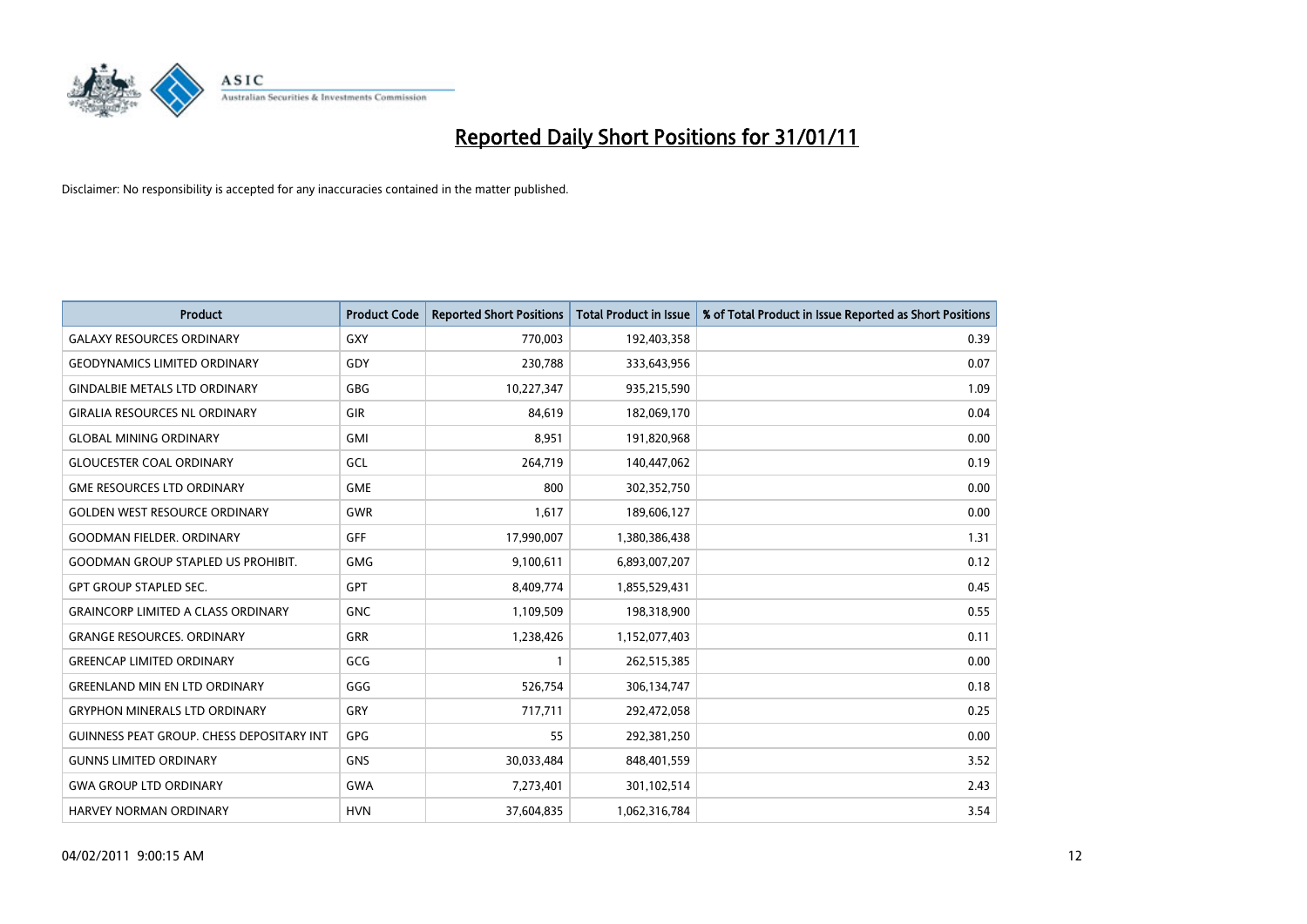# Reported Daily Short Positions for 31/01/11

Disclaimer: No responsibility is accepted for any inaccuracies contained in the matter published.

| Product | Product Code | Reported Short Positions | Total Product in Issue | % of Total Product in Issue Reported as Short Positions |
|---|---|---|---|---|
| GALAXY RESOURCES ORDINARY | GXY | 770,003 | 192,403,358 | 0.39 |
| GEODYNAMICS LIMITED ORDINARY | GDY | 230,788 | 333,643,956 | 0.07 |
| GINDALBIE METALS LTD ORDINARY | GBG | 10,227,347 | 935,215,590 | 1.09 |
| GIRALIA RESOURCES NL ORDINARY | GIR | 84,619 | 182,069,170 | 0.04 |
| GLOBAL MINING ORDINARY | GMI | 8,951 | 191,820,968 | 0.00 |
| GLOUCESTER COAL ORDINARY | GCL | 264,719 | 140,447,062 | 0.19 |
| GME RESOURCES LTD ORDINARY | GME | 800 | 302,352,750 | 0.00 |
| GOLDEN WEST RESOURCE ORDINARY | GWR | 1,617 | 189,606,127 | 0.00 |
| GOODMAN FIELDER. ORDINARY | GFF | 17,990,007 | 1,380,386,438 | 1.31 |
| GOODMAN GROUP STAPLED US PROHIBIT. | GMG | 9,100,611 | 6,893,007,207 | 0.12 |
| GPT GROUP STAPLED SEC. | GPT | 8,409,774 | 1,855,529,431 | 0.45 |
| GRAINCORP LIMITED A CLASS ORDINARY | GNC | 1,109,509 | 198,318,900 | 0.55 |
| GRANGE RESOURCES. ORDINARY | GRR | 1,238,426 | 1,152,077,403 | 0.11 |
| GREENCAP LIMITED ORDINARY | GCG | 1 | 262,515,385 | 0.00 |
| GREENLAND MIN EN LTD ORDINARY | GGG | 526,754 | 306,134,747 | 0.18 |
| GRYPHON MINERALS LTD ORDINARY | GRY | 717,711 | 292,472,058 | 0.25 |
| GUINNESS PEAT GROUP. CHESS DEPOSITARY INT | GPG | 55 | 292,381,250 | 0.00 |
| GUNNS LIMITED ORDINARY | GNS | 30,033,484 | 848,401,559 | 3.52 |
| GWA GROUP LTD ORDINARY | GWA | 7,273,401 | 301,102,514 | 2.43 |
| HARVEY NORMAN ORDINARY | HVN | 37,604,835 | 1,062,316,784 | 3.54 |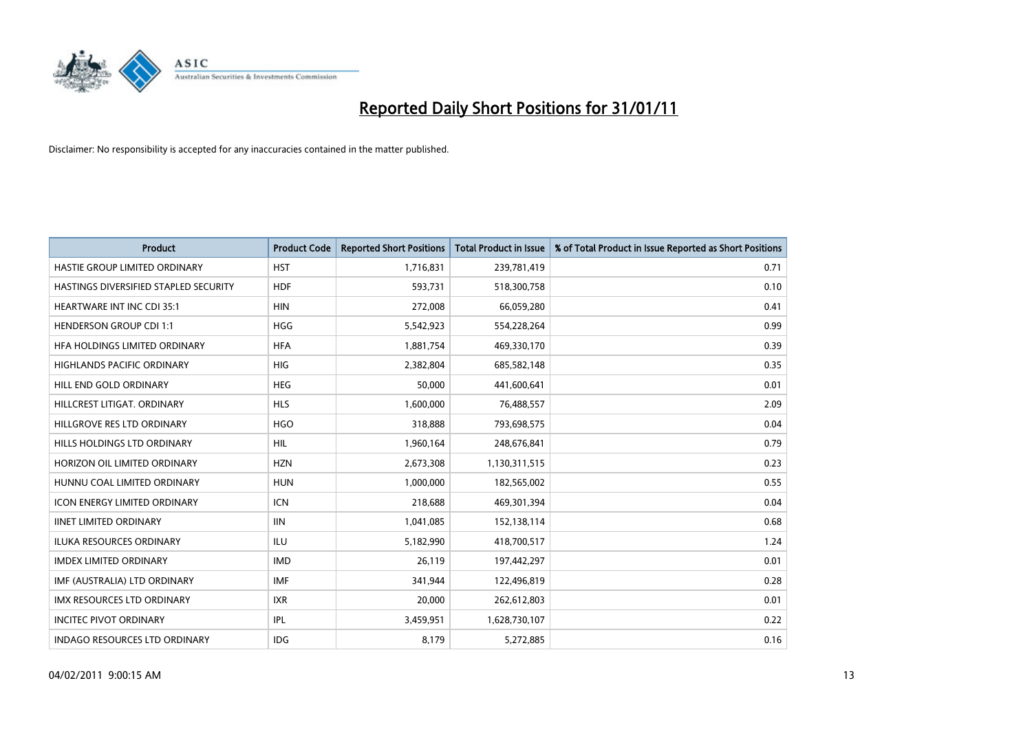# Reported Daily Short Positions for 31/01/11

Disclaimer: No responsibility is accepted for any inaccuracies contained in the matter published.

| Product | Product Code | Reported Short Positions | Total Product in Issue | % of Total Product in Issue Reported as Short Positions |
|---|---|---|---|---|
| HASTIE GROUP LIMITED ORDINARY | HST | 1,716,831 | 239,781,419 | 0.71 |
| HASTINGS DIVERSIFIED STAPLED SECURITY | HDF | 593,731 | 518,300,758 | 0.10 |
| HEARTWARE INT INC CDI 35:1 | HIN | 272,008 | 66,059,280 | 0.41 |
| HENDERSON GROUP CDI 1:1 | HGG | 5,542,923 | 554,228,264 | 0.99 |
| HFA HOLDINGS LIMITED ORDINARY | HFA | 1,881,754 | 469,330,170 | 0.39 |
| HIGHLANDS PACIFIC ORDINARY | HIG | 2,382,804 | 685,582,148 | 0.35 |
| HILL END GOLD ORDINARY | HEG | 50,000 | 441,600,641 | 0.01 |
| HILLCREST LITIGAT. ORDINARY | HLS | 1,600,000 | 76,488,557 | 2.09 |
| HILLGROVE RES LTD ORDINARY | HGO | 318,888 | 793,698,575 | 0.04 |
| HILLS HOLDINGS LTD ORDINARY | HIL | 1,960,164 | 248,676,841 | 0.79 |
| HORIZON OIL LIMITED ORDINARY | HZN | 2,673,308 | 1,130,311,515 | 0.23 |
| HUNNU COAL LIMITED ORDINARY | HUN | 1,000,000 | 182,565,002 | 0.55 |
| ICON ENERGY LIMITED ORDINARY | ICN | 218,688 | 469,301,394 | 0.04 |
| IINET LIMITED ORDINARY | IIN | 1,041,085 | 152,138,114 | 0.68 |
| ILUKA RESOURCES ORDINARY | ILU | 5,182,990 | 418,700,517 | 1.24 |
| IMDEX LIMITED ORDINARY | IMD | 26,119 | 197,442,297 | 0.01 |
| IMF (AUSTRALIA) LTD ORDINARY | IMF | 341,944 | 122,496,819 | 0.28 |
| IMX RESOURCES LTD ORDINARY | IXR | 20,000 | 262,612,803 | 0.01 |
| INCITEC PIVOT ORDINARY | IPL | 3,459,951 | 1,628,730,107 | 0.22 |
| INDAGO RESOURCES LTD ORDINARY | IDG | 8,179 | 5,272,885 | 0.16 |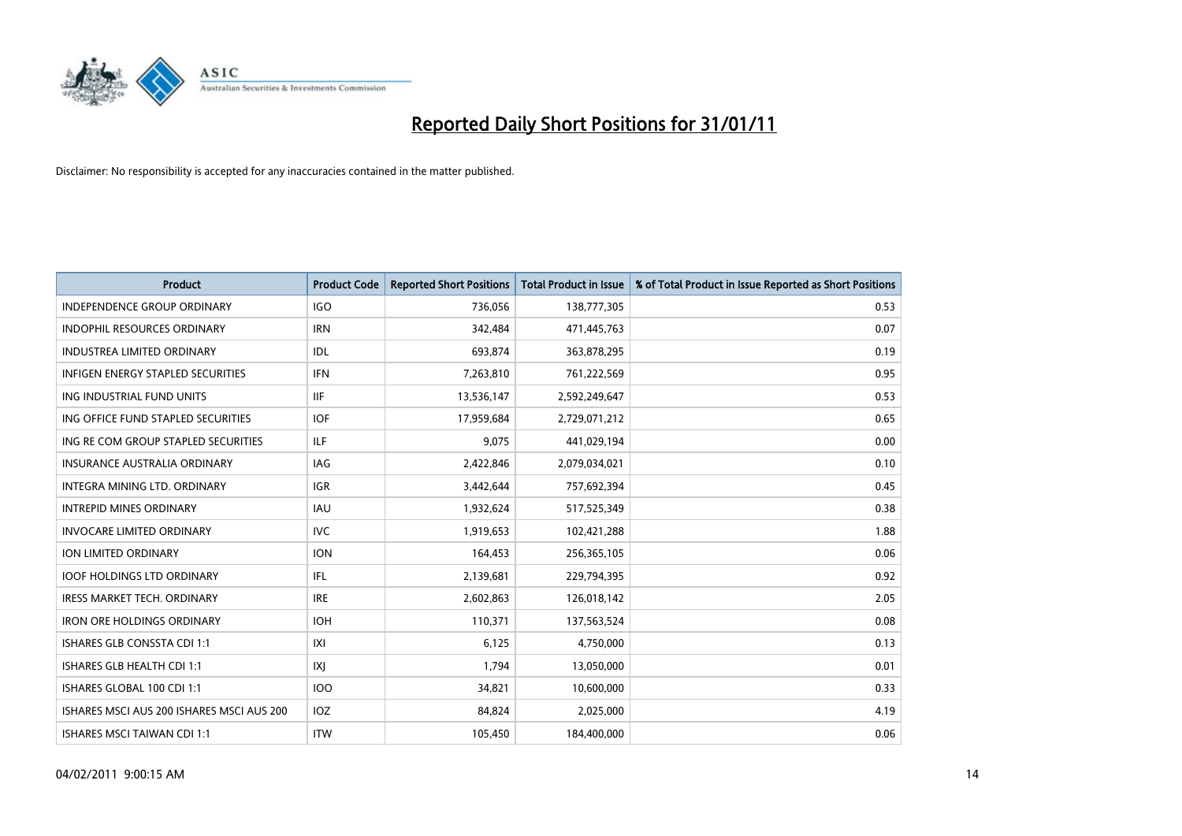# Reported Daily Short Positions for 31/01/11

Disclaimer: No responsibility is accepted for any inaccuracies contained in the matter published.

| Product | Product Code | Reported Short Positions | Total Product in Issue | % of Total Product in Issue Reported as Short Positions |
|---|---|---|---|---|
| INDEPENDENCE GROUP ORDINARY | IGO | 736,056 | 138,777,305 | 0.53 |
| INDOPHIL RESOURCES ORDINARY | IRN | 342,484 | 471,445,763 | 0.07 |
| INDUSTREA LIMITED ORDINARY | IDL | 693,874 | 363,878,295 | 0.19 |
| INFIGEN ENERGY STAPLED SECURITIES | IFN | 7,263,810 | 761,222,569 | 0.95 |
| ING INDUSTRIAL FUND UNITS | IIF | 13,536,147 | 2,592,249,647 | 0.53 |
| ING OFFICE FUND STAPLED SECURITIES | IOF | 17,959,684 | 2,729,071,212 | 0.65 |
| ING RE COM GROUP STAPLED SECURITIES | ILF | 9,075 | 441,029,194 | 0.00 |
| INSURANCE AUSTRALIA ORDINARY | IAG | 2,422,846 | 2,079,034,021 | 0.10 |
| INTEGRA MINING LTD. ORDINARY | IGR | 3,442,644 | 757,692,394 | 0.45 |
| INTREPID MINES ORDINARY | IAU | 1,932,624 | 517,525,349 | 0.38 |
| INVOCARE LIMITED ORDINARY | IVC | 1,919,653 | 102,421,288 | 1.88 |
| ION LIMITED ORDINARY | ION | 164,453 | 256,365,105 | 0.06 |
| IOOF HOLDINGS LTD ORDINARY | IFL | 2,139,681 | 229,794,395 | 0.92 |
| IRESS MARKET TECH. ORDINARY | IRE | 2,602,863 | 126,018,142 | 2.05 |
| IRON ORE HOLDINGS ORDINARY | IOH | 110,371 | 137,563,524 | 0.08 |
| ISHARES GLB CONSSTA CDI 1:1 | IXI | 6,125 | 4,750,000 | 0.13 |
| ISHARES GLB HEALTH CDI 1:1 | IXJ | 1,794 | 13,050,000 | 0.01 |
| ISHARES GLOBAL 100 CDI 1:1 | IOO | 34,821 | 10,600,000 | 0.33 |
| ISHARES MSCI AUS 200 ISHARES MSCI AUS 200 | IOZ | 84,824 | 2,025,000 | 4.19 |
| ISHARES MSCI TAIWAN CDI 1:1 | ITW | 105,450 | 184,400,000 | 0.06 |

04/02/2011 9:00:15 AM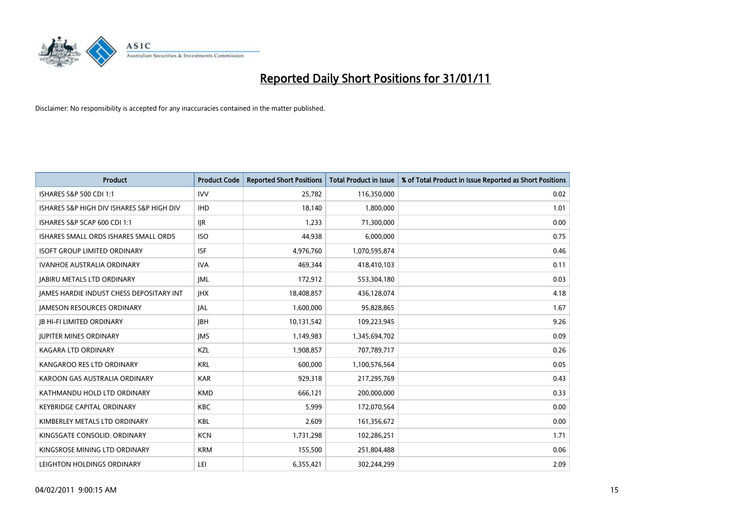# Reported Daily Short Positions for 31/01/11

Disclaimer: No responsibility is accepted for any inaccuracies contained in the matter published.

| Product | Product Code | Reported Short Positions | Total Product in Issue | % of Total Product in Issue Reported as Short Positions |
|---|---|---|---|---|
| ISHARES S&P 500 CDI 1:1 | IVV | 25,782 | 116,350,000 | 0.02 |
| ISHARES S&P HIGH DIV ISHARES S&P HIGH DIV | IHD | 18,140 | 1,800,000 | 1.01 |
| ISHARES S&P SCAP 600 CDI 1:1 | IJR | 1,233 | 71,300,000 | 0.00 |
| ISHARES SMALL ORDS ISHARES SMALL ORDS | ISO | 44,938 | 6,000,000 | 0.75 |
| ISOFT GROUP LIMITED ORDINARY | ISF | 4,976,760 | 1,070,595,874 | 0.46 |
| IVANHOE AUSTRALIA ORDINARY | IVA | 469,344 | 418,410,103 | 0.11 |
| JABIRU METALS LTD ORDINARY | JML | 172,912 | 553,304,180 | 0.03 |
| JAMES HARDIE INDUST CHESS DEPOSITARY INT | JHX | 18,408,857 | 436,128,074 | 4.18 |
| JAMESON RESOURCES ORDINARY | JAL | 1,600,000 | 95,828,865 | 1.67 |
| JB HI-FI LIMITED ORDINARY | JBH | 10,131,542 | 109,223,945 | 9.26 |
| JUPITER MINES ORDINARY | JMS | 1,149,983 | 1,345,694,702 | 0.09 |
| KAGARA LTD ORDINARY | KZL | 1,908,857 | 707,789,717 | 0.26 |
| KANGAROO RES LTD ORDINARY | KRL | 600,000 | 1,100,576,564 | 0.05 |
| KAROON GAS AUSTRALIA ORDINARY | KAR | 929,318 | 217,295,769 | 0.43 |
| KATHMANDU HOLD LTD ORDINARY | KMD | 666,121 | 200,000,000 | 0.33 |
| KEYBRIDGE CAPITAL ORDINARY | KBC | 5,999 | 172,070,564 | 0.00 |
| KIMBERLEY METALS LTD ORDINARY | KBL | 2,609 | 161,356,672 | 0.00 |
| KINGSGATE CONSOLID. ORDINARY | KCN | 1,731,298 | 102,286,251 | 1.71 |
| KINGSROSE MINING LTD ORDINARY | KRM | 155,500 | 251,804,488 | 0.06 |
| LEIGHTON HOLDINGS ORDINARY | LEI | 6,355,421 | 302,244,299 | 2.09 |

04/02/2011 9:00:15 AM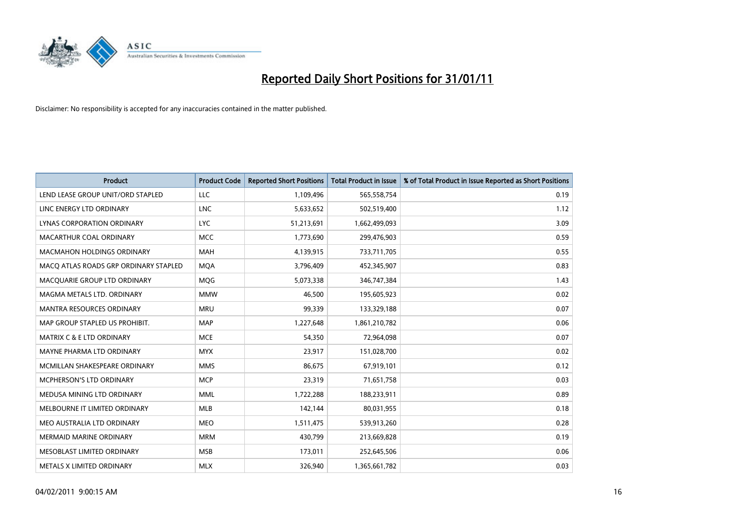# Reported Daily Short Positions for 31/01/11

Disclaimer: No responsibility is accepted for any inaccuracies contained in the matter published.

| Product | Product Code | Reported Short Positions | Total Product in Issue | % of Total Product in Issue Reported as Short Positions |
|---|---|---|---|---|
| LEND LEASE GROUP UNIT/ORD STAPLED | LLC | 1,109,496 | 565,558,754 | 0.19 |
| LINC ENERGY LTD ORDINARY | LNC | 5,633,652 | 502,519,400 | 1.12 |
| LYNAS CORPORATION ORDINARY | LYC | 51,213,691 | 1,662,499,093 | 3.09 |
| MACARTHUR COAL ORDINARY | MCC | 1,773,690 | 299,476,903 | 0.59 |
| MACMAHON HOLDINGS ORDINARY | MAH | 4,139,915 | 733,711,705 | 0.55 |
| MACQ ATLAS ROADS GRP ORDINARY STAPLED | MQA | 3,796,409 | 452,345,907 | 0.83 |
| MACQUARIE GROUP LTD ORDINARY | MQG | 5,073,338 | 346,747,384 | 1.43 |
| MAGMA METALS LTD. ORDINARY | MMW | 46,500 | 195,605,923 | 0.02 |
| MANTRA RESOURCES ORDINARY | MRU | 99,339 | 133,329,188 | 0.07 |
| MAP GROUP STAPLED US PROHIBIT. | MAP | 1,227,648 | 1,861,210,782 | 0.06 |
| MATRIX C & E LTD ORDINARY | MCE | 54,350 | 72,964,098 | 0.07 |
| MAYNE PHARMA LTD ORDINARY | MYX | 23,917 | 151,028,700 | 0.02 |
| MCMILLAN SHAKESPEARE ORDINARY | MMS | 86,675 | 67,919,101 | 0.12 |
| MCPHERSON'S LTD ORDINARY | MCP | 23,319 | 71,651,758 | 0.03 |
| MEDUSA MINING LTD ORDINARY | MML | 1,722,288 | 188,233,911 | 0.89 |
| MELBOURNE IT LIMITED ORDINARY | MLB | 142,144 | 80,031,955 | 0.18 |
| MEO AUSTRALIA LTD ORDINARY | MEO | 1,511,475 | 539,913,260 | 0.28 |
| MERMAID MARINE ORDINARY | MRM | 430,799 | 213,669,828 | 0.19 |
| MESOBLAST LIMITED ORDINARY | MSB | 173,011 | 252,645,506 | 0.06 |
| METALS X LIMITED ORDINARY | MLX | 326,940 | 1,365,661,782 | 0.03 |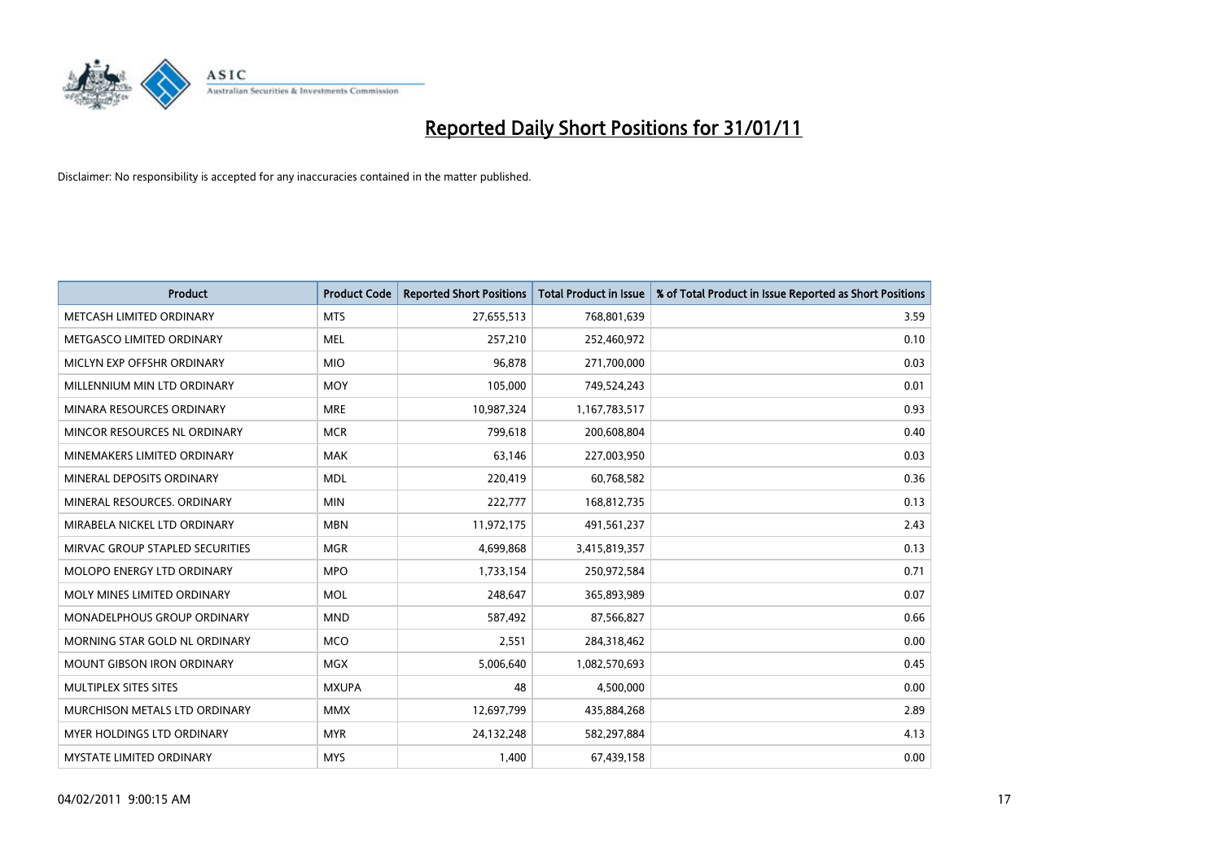# Reported Daily Short Positions for 31/01/11

Disclaimer: No responsibility is accepted for any inaccuracies contained in the matter published.

| Product | Product Code | Reported Short Positions | Total Product in Issue | % of Total Product in Issue Reported as Short Positions |
|---|---|---|---|---|
| METCASH LIMITED ORDINARY | MTS | 27,655,513 | 768,801,639 | 3.59 |
| METGASCO LIMITED ORDINARY | MEL | 257,210 | 252,460,972 | 0.10 |
| MICLYN EXP OFFSHR ORDINARY | MIO | 96,878 | 271,700,000 | 0.03 |
| MILLENNIUM MIN LTD ORDINARY | MOY | 105,000 | 749,524,243 | 0.01 |
| MINARA RESOURCES ORDINARY | MRE | 10,987,324 | 1,167,783,517 | 0.93 |
| MINCOR RESOURCES NL ORDINARY | MCR | 799,618 | 200,608,804 | 0.40 |
| MINEMAKERS LIMITED ORDINARY | MAK | 63,146 | 227,003,950 | 0.03 |
| MINERAL DEPOSITS ORDINARY | MDL | 220,419 | 60,768,582 | 0.36 |
| MINERAL RESOURCES. ORDINARY | MIN | 222,777 | 168,812,735 | 0.13 |
| MIRABELA NICKEL LTD ORDINARY | MBN | 11,972,175 | 491,561,237 | 2.43 |
| MIRVAC GROUP STAPLED SECURITIES | MGR | 4,699,868 | 3,415,819,357 | 0.13 |
| MOLOPO ENERGY LTD ORDINARY | MPO | 1,733,154 | 250,972,584 | 0.71 |
| MOLY MINES LIMITED ORDINARY | MOL | 248,647 | 365,893,989 | 0.07 |
| MONADELPHOUS GROUP ORDINARY | MND | 587,492 | 87,566,827 | 0.66 |
| MORNING STAR GOLD NL ORDINARY | MCO | 2,551 | 284,318,462 | 0.00 |
| MOUNT GIBSON IRON ORDINARY | MGX | 5,006,640 | 1,082,570,693 | 0.45 |
| MULTIPLEX SITES SITES | MXUPA | 48 | 4,500,000 | 0.00 |
| MURCHISON METALS LTD ORDINARY | MMX | 12,697,799 | 435,884,268 | 2.89 |
| MYER HOLDINGS LTD ORDINARY | MYR | 24,132,248 | 582,297,884 | 4.13 |
| MYSTATE LIMITED ORDINARY | MYS | 1,400 | 67,439,158 | 0.00 |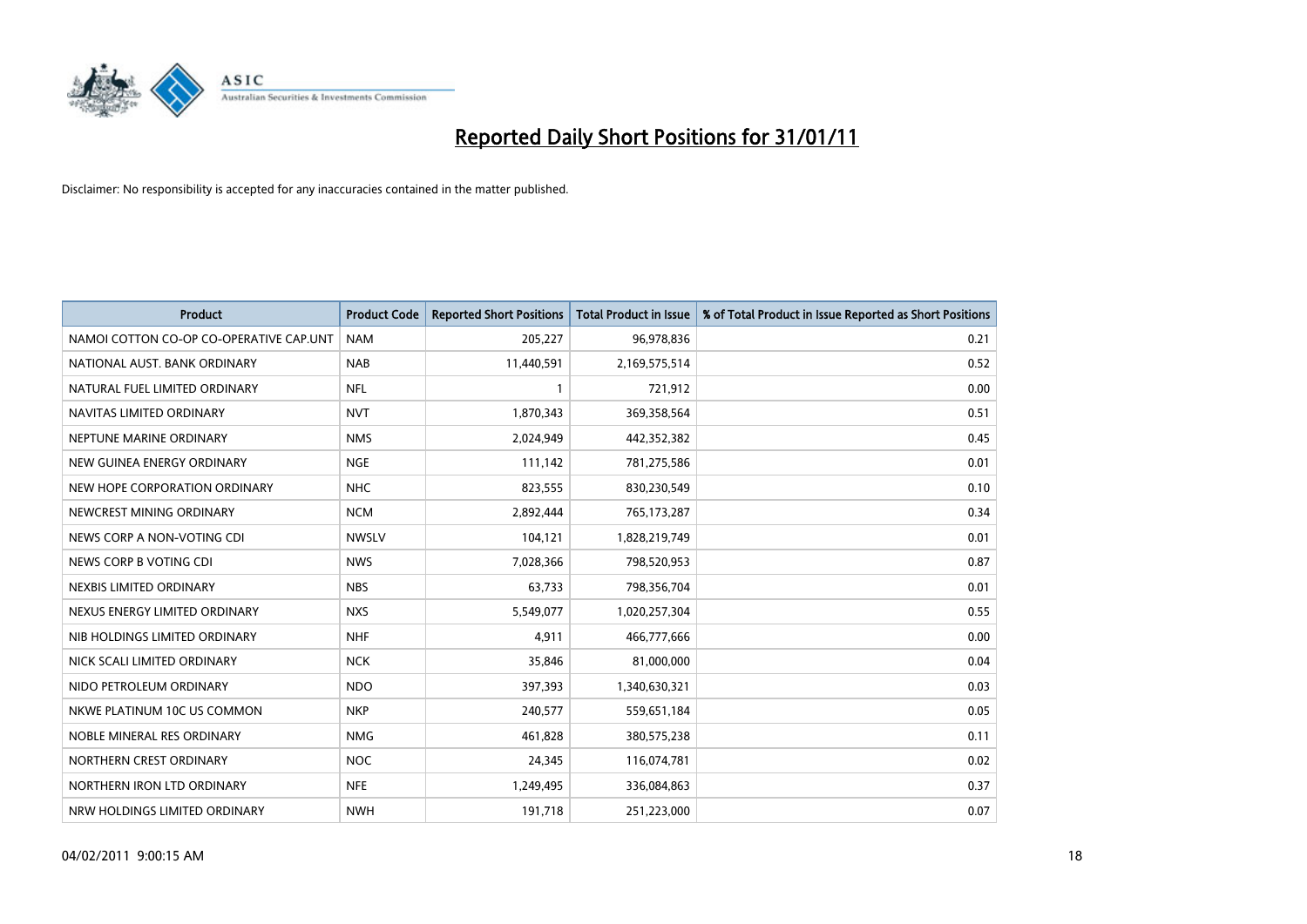# Reported Daily Short Positions for 31/01/11

Disclaimer: No responsibility is accepted for any inaccuracies contained in the matter published.

| Product | Product Code | Reported Short Positions | Total Product in Issue | % of Total Product in Issue Reported as Short Positions |
|---|---|---|---|---|
| NAMOI COTTON CO-OP CO-OPERATIVE CAP.UNT | NAM | 205,227 | 96,978,836 | 0.21 |
| NATIONAL AUST. BANK ORDINARY | NAB | 11,440,591 | 2,169,575,514 | 0.52 |
| NATURAL FUEL LIMITED ORDINARY | NFL | 1 | 721,912 | 0.00 |
| NAVITAS LIMITED ORDINARY | NVT | 1,870,343 | 369,358,564 | 0.51 |
| NEPTUNE MARINE ORDINARY | NMS | 2,024,949 | 442,352,382 | 0.45 |
| NEW GUINEA ENERGY ORDINARY | NGE | 111,142 | 781,275,586 | 0.01 |
| NEW HOPE CORPORATION ORDINARY | NHC | 823,555 | 830,230,549 | 0.10 |
| NEWCREST MINING ORDINARY | NCM | 2,892,444 | 765,173,287 | 0.34 |
| NEWS CORP A NON-VOTING CDI | NWSLV | 104,121 | 1,828,219,749 | 0.01 |
| NEWS CORP B VOTING CDI | NWS | 7,028,366 | 798,520,953 | 0.87 |
| NEXBIS LIMITED ORDINARY | NBS | 63,733 | 798,356,704 | 0.01 |
| NEXUS ENERGY LIMITED ORDINARY | NXS | 5,549,077 | 1,020,257,304 | 0.55 |
| NIB HOLDINGS LIMITED ORDINARY | NHF | 4,911 | 466,777,666 | 0.00 |
| NICK SCALI LIMITED ORDINARY | NCK | 35,846 | 81,000,000 | 0.04 |
| NIDO PETROLEUM ORDINARY | NDO | 397,393 | 1,340,630,321 | 0.03 |
| NKWE PLATINUM 10C US COMMON | NKP | 240,577 | 559,651,184 | 0.05 |
| NOBLE MINERAL RES ORDINARY | NMG | 461,828 | 380,575,238 | 0.11 |
| NORTHERN CREST ORDINARY | NOC | 24,345 | 116,074,781 | 0.02 |
| NORTHERN IRON LTD ORDINARY | NFE | 1,249,495 | 336,084,863 | 0.37 |
| NRW HOLDINGS LIMITED ORDINARY | NWH | 191,718 | 251,223,000 | 0.07 |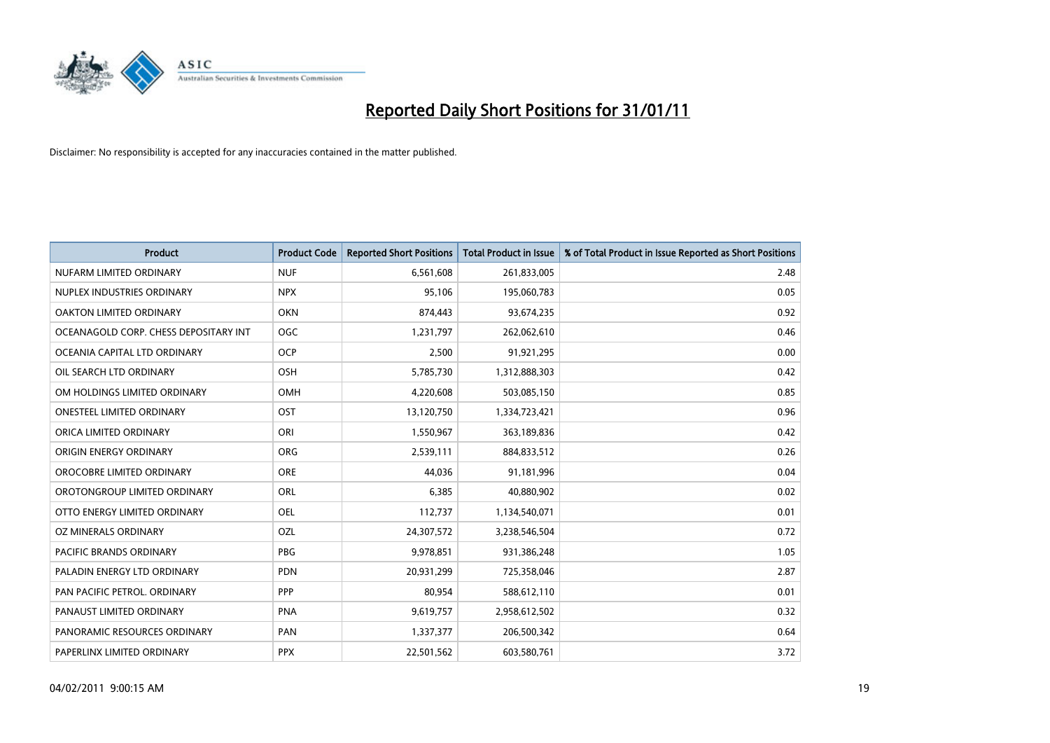# Reported Daily Short Positions for 31/01/11

Disclaimer: No responsibility is accepted for any inaccuracies contained in the matter published.

| Product | Product Code | Reported Short Positions | Total Product in Issue | % of Total Product in Issue Reported as Short Positions |
|---|---|---|---|---|
| NUFARM LIMITED ORDINARY | NUF | 6,561,608 | 261,833,005 | 2.48 |
| NUPLEX INDUSTRIES ORDINARY | NPX | 95,106 | 195,060,783 | 0.05 |
| OAKTON LIMITED ORDINARY | OKN | 874,443 | 93,674,235 | 0.92 |
| OCEANAGOLD CORP. CHESS DEPOSITARY INT | OGC | 1,231,797 | 262,062,610 | 0.46 |
| OCEANIA CAPITAL LTD ORDINARY | OCP | 2,500 | 91,921,295 | 0.00 |
| OIL SEARCH LTD ORDINARY | OSH | 5,785,730 | 1,312,888,303 | 0.42 |
| OM HOLDINGS LIMITED ORDINARY | OMH | 4,220,608 | 503,085,150 | 0.85 |
| ONESTEEL LIMITED ORDINARY | OST | 13,120,750 | 1,334,723,421 | 0.96 |
| ORICA LIMITED ORDINARY | ORI | 1,550,967 | 363,189,836 | 0.42 |
| ORIGIN ENERGY ORDINARY | ORG | 2,539,111 | 884,833,512 | 0.26 |
| OROCOBRE LIMITED ORDINARY | ORE | 44,036 | 91,181,996 | 0.04 |
| OROTONGROUP LIMITED ORDINARY | ORL | 6,385 | 40,880,902 | 0.02 |
| OTTO ENERGY LIMITED ORDINARY | OEL | 112,737 | 1,134,540,071 | 0.01 |
| OZ MINERALS ORDINARY | OZL | 24,307,572 | 3,238,546,504 | 0.72 |
| PACIFIC BRANDS ORDINARY | PBG | 9,978,851 | 931,386,248 | 1.05 |
| PALADIN ENERGY LTD ORDINARY | PDN | 20,931,299 | 725,358,046 | 2.87 |
| PAN PACIFIC PETROL. ORDINARY | PPP | 80,954 | 588,612,110 | 0.01 |
| PANAUST LIMITED ORDINARY | PNA | 9,619,757 | 2,958,612,502 | 0.32 |
| PANORAMIC RESOURCES ORDINARY | PAN | 1,337,377 | 206,500,342 | 0.64 |
| PAPERLINX LIMITED ORDINARY | PPX | 22,501,562 | 603,580,761 | 3.72 |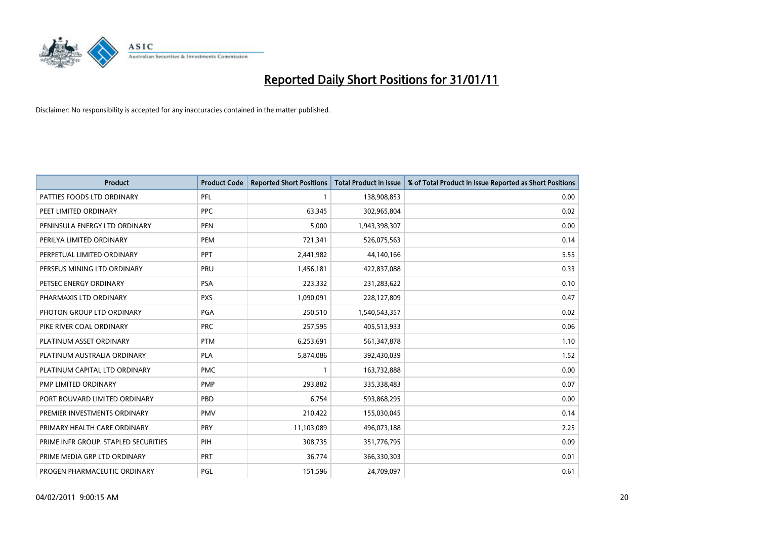# Reported Daily Short Positions for 31/01/11

Disclaimer: No responsibility is accepted for any inaccuracies contained in the matter published.

| Product | Product Code | Reported Short Positions | Total Product in Issue | % of Total Product in Issue Reported as Short Positions |
|---|---|---|---|---|
| PATTIES FOODS LTD ORDINARY | PFL | 1 | 138,908,853 | 0.00 |
| PEET LIMITED ORDINARY | PPC | 63,345 | 302,965,804 | 0.02 |
| PENINSULA ENERGY LTD ORDINARY | PEN | 5,000 | 1,943,398,307 | 0.00 |
| PERILYA LIMITED ORDINARY | PEM | 721,341 | 526,075,563 | 0.14 |
| PERPETUAL LIMITED ORDINARY | PPT | 2,441,982 | 44,140,166 | 5.55 |
| PERSEUS MINING LTD ORDINARY | PRU | 1,456,181 | 422,837,088 | 0.33 |
| PETSEC ENERGY ORDINARY | PSA | 223,332 | 231,283,622 | 0.10 |
| PHARMAXIS LTD ORDINARY | PXS | 1,090,091 | 228,127,809 | 0.47 |
| PHOTON GROUP LTD ORDINARY | PGA | 250,510 | 1,540,543,357 | 0.02 |
| PIKE RIVER COAL ORDINARY | PRC | 257,595 | 405,513,933 | 0.06 |
| PLATINUM ASSET ORDINARY | PTM | 6,253,691 | 561,347,878 | 1.10 |
| PLATINUM AUSTRALIA ORDINARY | PLA | 5,874,086 | 392,430,039 | 1.52 |
| PLATINUM CAPITAL LTD ORDINARY | PMC | 1 | 163,732,888 | 0.00 |
| PMP LIMITED ORDINARY | PMP | 293,882 | 335,338,483 | 0.07 |
| PORT BOUVARD LIMITED ORDINARY | PBD | 6,754 | 593,868,295 | 0.00 |
| PREMIER INVESTMENTS ORDINARY | PMV | 210,422 | 155,030,045 | 0.14 |
| PRIMARY HEALTH CARE ORDINARY | PRY | 11,103,089 | 496,073,188 | 2.25 |
| PRIME INFR GROUP. STAPLED SECURITIES | PIH | 308,735 | 351,776,795 | 0.09 |
| PRIME MEDIA GRP LTD ORDINARY | PRT | 36,774 | 366,330,303 | 0.01 |
| PROGEN PHARMACEUTIC ORDINARY | PGL | 151,596 | 24,709,097 | 0.61 |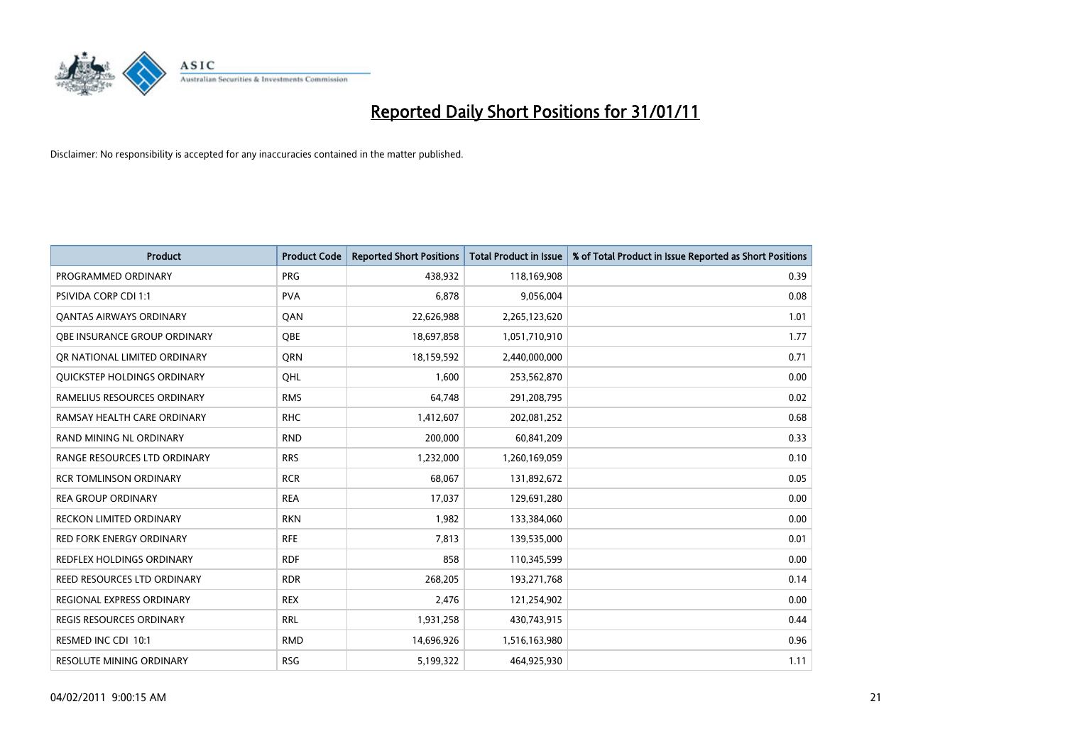# Reported Daily Short Positions for 31/01/11

Disclaimer: No responsibility is accepted for any inaccuracies contained in the matter published.

| Product | Product Code | Reported Short Positions | Total Product in Issue | % of Total Product in Issue Reported as Short Positions |
|---|---|---|---|---|
| PROGRAMMED ORDINARY | PRG | 438,932 | 118,169,908 | 0.39 |
| PSIVIDA CORP CDI 1:1 | PVA | 6,878 | 9,056,004 | 0.08 |
| QANTAS AIRWAYS ORDINARY | QAN | 22,626,988 | 2,265,123,620 | 1.01 |
| QBE INSURANCE GROUP ORDINARY | QBE | 18,697,858 | 1,051,710,910 | 1.77 |
| QR NATIONAL LIMITED ORDINARY | QRN | 18,159,592 | 2,440,000,000 | 0.71 |
| QUICKSTEP HOLDINGS ORDINARY | QHL | 1,600 | 253,562,870 | 0.00 |
| RAMELIUS RESOURCES ORDINARY | RMS | 64,748 | 291,208,795 | 0.02 |
| RAMSAY HEALTH CARE ORDINARY | RHC | 1,412,607 | 202,081,252 | 0.68 |
| RAND MINING NL ORDINARY | RND | 200,000 | 60,841,209 | 0.33 |
| RANGE RESOURCES LTD ORDINARY | RRS | 1,232,000 | 1,260,169,059 | 0.10 |
| RCR TOMLINSON ORDINARY | RCR | 68,067 | 131,892,672 | 0.05 |
| REA GROUP ORDINARY | REA | 17,037 | 129,691,280 | 0.00 |
| RECKON LIMITED ORDINARY | RKN | 1,982 | 133,384,060 | 0.00 |
| RED FORK ENERGY ORDINARY | RFE | 7,813 | 139,535,000 | 0.01 |
| REDFLEX HOLDINGS ORDINARY | RDF | 858 | 110,345,599 | 0.00 |
| REED RESOURCES LTD ORDINARY | RDR | 268,205 | 193,271,768 | 0.14 |
| REGIONAL EXPRESS ORDINARY | REX | 2,476 | 121,254,902 | 0.00 |
| REGIS RESOURCES ORDINARY | RRL | 1,931,258 | 430,743,915 | 0.44 |
| RESMED INC CDI 10:1 | RMD | 14,696,926 | 1,516,163,980 | 0.96 |
| RESOLUTE MINING ORDINARY | RSG | 5,199,322 | 464,925,930 | 1.11 |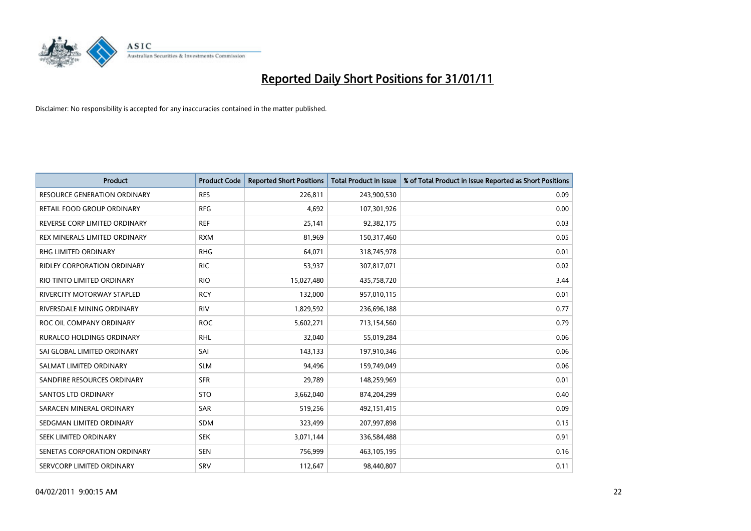# Reported Daily Short Positions for 31/01/11

Disclaimer: No responsibility is accepted for any inaccuracies contained in the matter published.

| Product | Product Code | Reported Short Positions | Total Product in Issue | % of Total Product in Issue Reported as Short Positions |
|---|---|---|---|---|
| RESOURCE GENERATION ORDINARY | RES | 226,811 | 243,900,530 | 0.09 |
| RETAIL FOOD GROUP ORDINARY | RFG | 4,692 | 107,301,926 | 0.00 |
| REVERSE CORP LIMITED ORDINARY | REF | 25,141 | 92,382,175 | 0.03 |
| REX MINERALS LIMITED ORDINARY | RXM | 81,969 | 150,317,460 | 0.05 |
| RHG LIMITED ORDINARY | RHG | 64,071 | 318,745,978 | 0.01 |
| RIDLEY CORPORATION ORDINARY | RIC | 53,937 | 307,817,071 | 0.02 |
| RIO TINTO LIMITED ORDINARY | RIO | 15,027,480 | 435,758,720 | 3.44 |
| RIVERCITY MOTORWAY STAPLED | RCY | 132,000 | 957,010,115 | 0.01 |
| RIVERSDALE MINING ORDINARY | RIV | 1,829,592 | 236,696,188 | 0.77 |
| ROC OIL COMPANY ORDINARY | ROC | 5,602,271 | 713,154,560 | 0.79 |
| RURALCO HOLDINGS ORDINARY | RHL | 32,040 | 55,019,284 | 0.06 |
| SAI GLOBAL LIMITED ORDINARY | SAI | 143,133 | 197,910,346 | 0.06 |
| SALMAT LIMITED ORDINARY | SLM | 94,496 | 159,749,049 | 0.06 |
| SANDFIRE RESOURCES ORDINARY | SFR | 29,789 | 148,259,969 | 0.01 |
| SANTOS LTD ORDINARY | STO | 3,662,040 | 874,204,299 | 0.40 |
| SARACEN MINERAL ORDINARY | SAR | 519,256 | 492,151,415 | 0.09 |
| SEDGMAN LIMITED ORDINARY | SDM | 323,499 | 207,997,898 | 0.15 |
| SEEK LIMITED ORDINARY | SEK | 3,071,144 | 336,584,488 | 0.91 |
| SENETAS CORPORATION ORDINARY | SEN | 756,999 | 463,105,195 | 0.16 |
| SERVCORP LIMITED ORDINARY | SRV | 112,647 | 98,440,807 | 0.11 |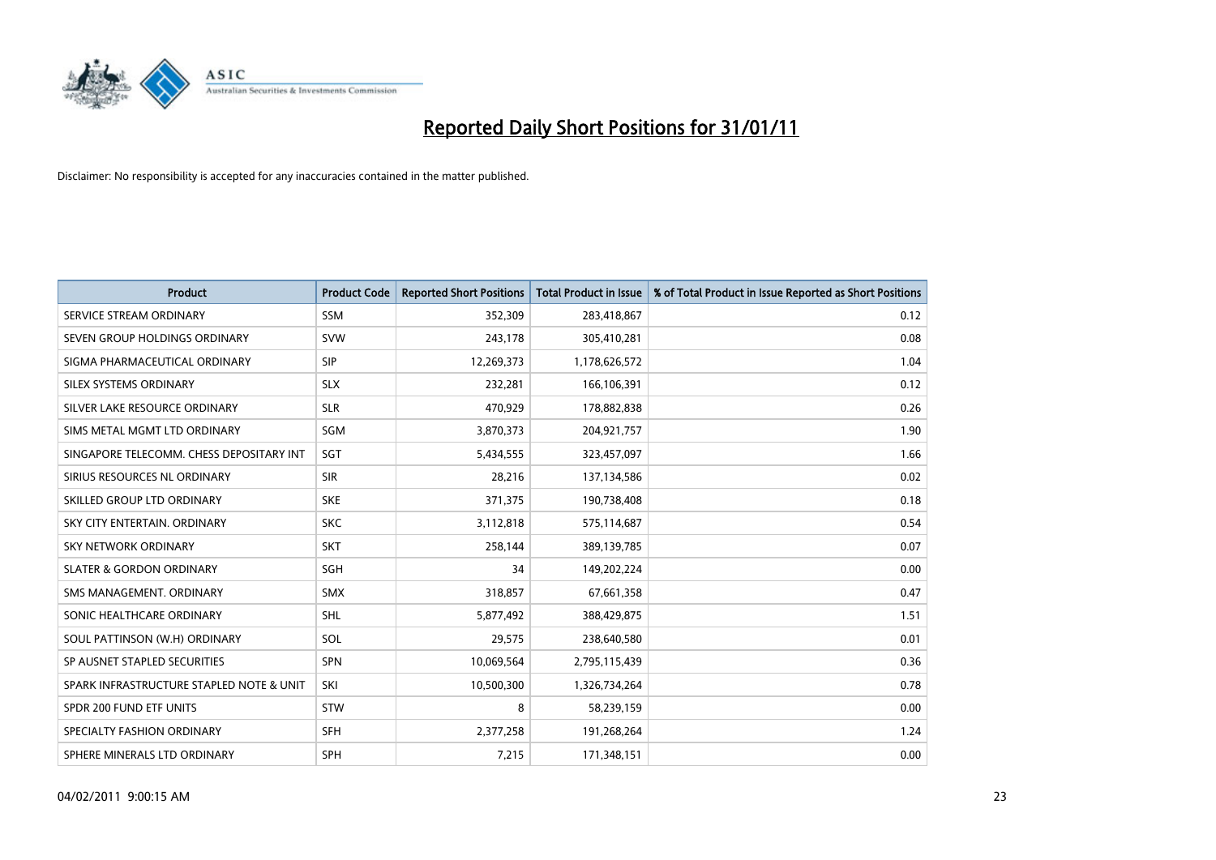# Reported Daily Short Positions for 31/01/11

Disclaimer: No responsibility is accepted for any inaccuracies contained in the matter published.

| Product | Product Code | Reported Short Positions | Total Product in Issue | % of Total Product in Issue Reported as Short Positions |
|---|---|---|---|---|
| SERVICE STREAM ORDINARY | SSM | 352,309 | 283,418,867 | 0.12 |
| SEVEN GROUP HOLDINGS ORDINARY | SVW | 243,178 | 305,410,281 | 0.08 |
| SIGMA PHARMACEUTICAL ORDINARY | SIP | 12,269,373 | 1,178,626,572 | 1.04 |
| SILEX SYSTEMS ORDINARY | SLX | 232,281 | 166,106,391 | 0.12 |
| SILVER LAKE RESOURCE ORDINARY | SLR | 470,929 | 178,882,838 | 0.26 |
| SIMS METAL MGMT LTD ORDINARY | SGM | 3,870,373 | 204,921,757 | 1.90 |
| SINGAPORE TELECOMM. CHESS DEPOSITARY INT | SGT | 5,434,555 | 323,457,097 | 1.66 |
| SIRIUS RESOURCES NL ORDINARY | SIR | 28,216 | 137,134,586 | 0.02 |
| SKILLED GROUP LTD ORDINARY | SKE | 371,375 | 190,738,408 | 0.18 |
| SKY CITY ENTERTAIN. ORDINARY | SKC | 3,112,818 | 575,114,687 | 0.54 |
| SKY NETWORK ORDINARY | SKT | 258,144 | 389,139,785 | 0.07 |
| SLATER & GORDON ORDINARY | SGH | 34 | 149,202,224 | 0.00 |
| SMS MANAGEMENT. ORDINARY | SMX | 318,857 | 67,661,358 | 0.47 |
| SONIC HEALTHCARE ORDINARY | SHL | 5,877,492 | 388,429,875 | 1.51 |
| SOUL PATTINSON (W.H) ORDINARY | SOL | 29,575 | 238,640,580 | 0.01 |
| SP AUSNET STAPLED SECURITIES | SPN | 10,069,564 | 2,795,115,439 | 0.36 |
| SPARK INFRASTRUCTURE STAPLED NOTE & UNIT | SKI | 10,500,300 | 1,326,734,264 | 0.78 |
| SPDR 200 FUND ETF UNITS | STW | 8 | 58,239,159 | 0.00 |
| SPECIALTY FASHION ORDINARY | SFH | 2,377,258 | 191,268,264 | 1.24 |
| SPHERE MINERALS LTD ORDINARY | SPH | 7,215 | 171,348,151 | 0.00 |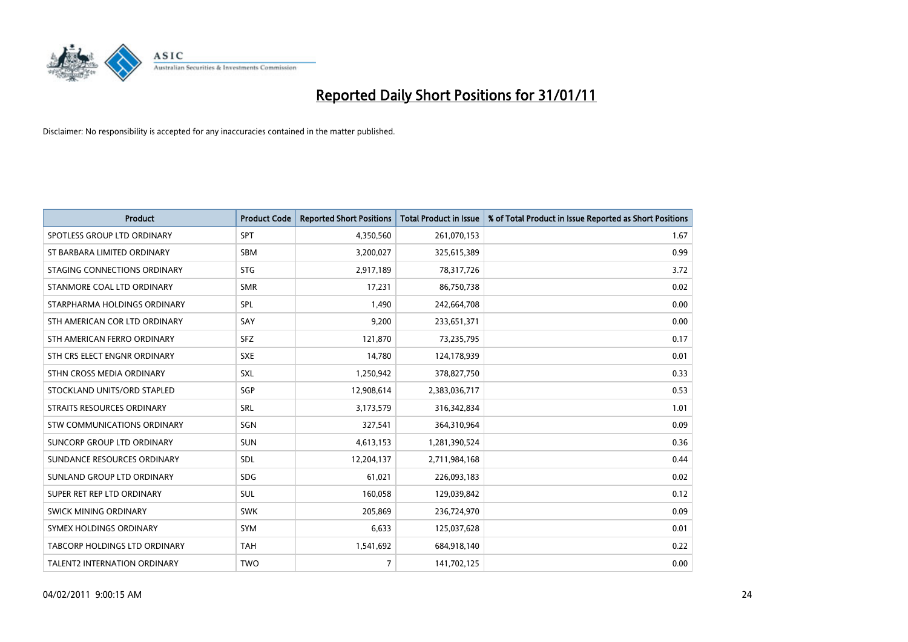# Reported Daily Short Positions for 31/01/11

Disclaimer: No responsibility is accepted for any inaccuracies contained in the matter published.

| Product | Product Code | Reported Short Positions | Total Product in Issue | % of Total Product in Issue Reported as Short Positions |
|---|---|---|---|---|
| SPOTLESS GROUP LTD ORDINARY | SPT | 4,350,560 | 261,070,153 | 1.67 |
| ST BARBARA LIMITED ORDINARY | SBM | 3,200,027 | 325,615,389 | 0.99 |
| STAGING CONNECTIONS ORDINARY | STG | 2,917,189 | 78,317,726 | 3.72 |
| STANMORE COAL LTD ORDINARY | SMR | 17,231 | 86,750,738 | 0.02 |
| STARPHARMA HOLDINGS ORDINARY | SPL | 1,490 | 242,664,708 | 0.00 |
| STH AMERICAN COR LTD ORDINARY | SAY | 9,200 | 233,651,371 | 0.00 |
| STH AMERICAN FERRO ORDINARY | SFZ | 121,870 | 73,235,795 | 0.17 |
| STH CRS ELECT ENGNR ORDINARY | SXE | 14,780 | 124,178,939 | 0.01 |
| STHN CROSS MEDIA ORDINARY | SXL | 1,250,942 | 378,827,750 | 0.33 |
| STOCKLAND UNITS/ORD STAPLED | SGP | 12,908,614 | 2,383,036,717 | 0.53 |
| STRAITS RESOURCES ORDINARY | SRL | 3,173,579 | 316,342,834 | 1.01 |
| STW COMMUNICATIONS ORDINARY | SGN | 327,541 | 364,310,964 | 0.09 |
| SUNCORP GROUP LTD ORDINARY | SUN | 4,613,153 | 1,281,390,524 | 0.36 |
| SUNDANCE RESOURCES ORDINARY | SDL | 12,204,137 | 2,711,984,168 | 0.44 |
| SUNLAND GROUP LTD ORDINARY | SDG | 61,021 | 226,093,183 | 0.02 |
| SUPER RET REP LTD ORDINARY | SUL | 160,058 | 129,039,842 | 0.12 |
| SWICK MINING ORDINARY | SWK | 205,869 | 236,724,970 | 0.09 |
| SYMEX HOLDINGS ORDINARY | SYM | 6,633 | 125,037,628 | 0.01 |
| TABCORP HOLDINGS LTD ORDINARY | TAH | 1,541,692 | 684,918,140 | 0.22 |
| TALENT2 INTERNATION ORDINARY | TWO | 7 | 141,702,125 | 0.00 |

04/02/2011 9:00:15 AM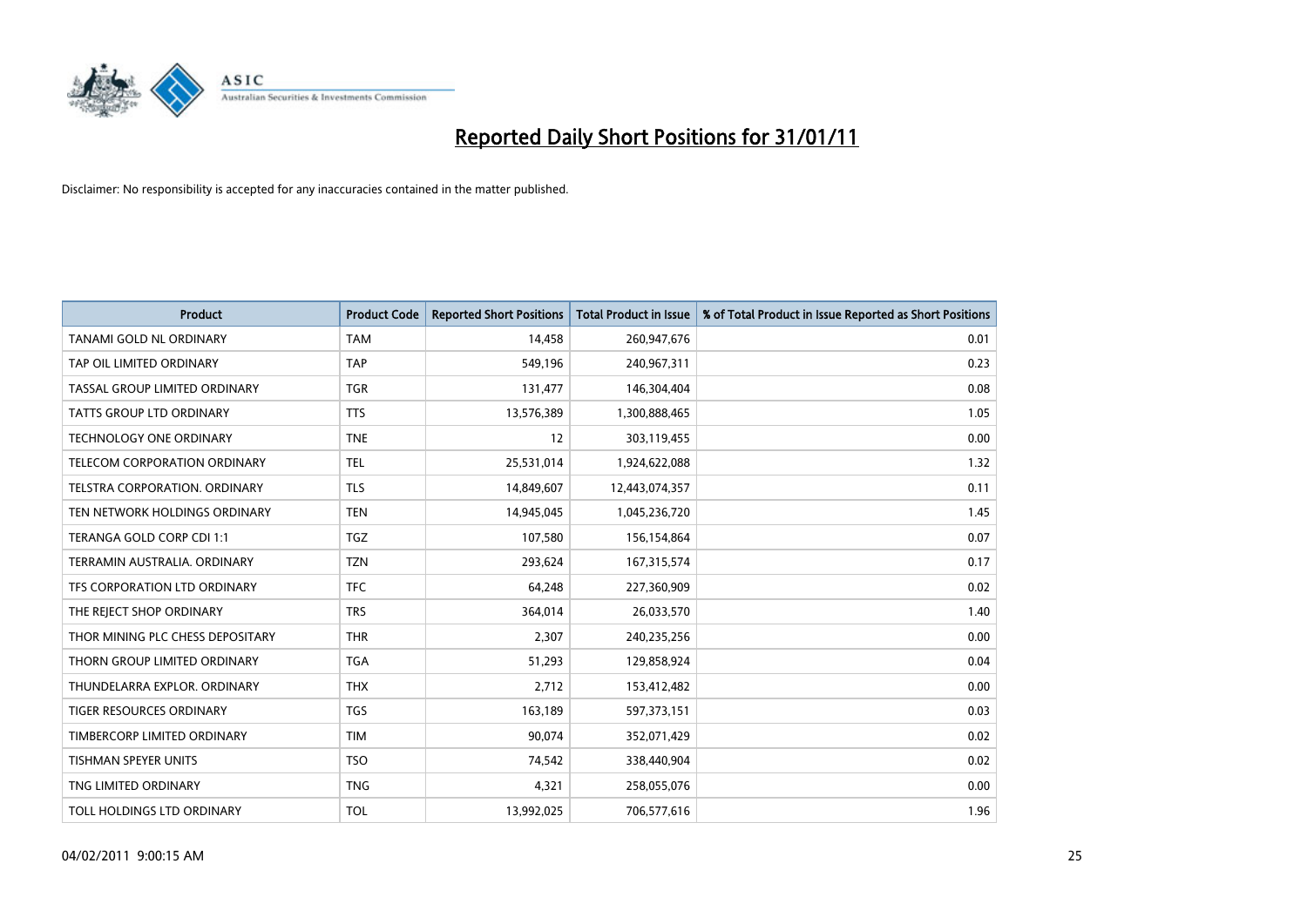# Reported Daily Short Positions for 31/01/11

Disclaimer: No responsibility is accepted for any inaccuracies contained in the matter published.

| Product | Product Code | Reported Short Positions | Total Product in Issue | % of Total Product in Issue Reported as Short Positions |
|---|---|---|---|---|
| TANAMI GOLD NL ORDINARY | TAM | 14,458 | 260,947,676 | 0.01 |
| TAP OIL LIMITED ORDINARY | TAP | 549,196 | 240,967,311 | 0.23 |
| TASSAL GROUP LIMITED ORDINARY | TGR | 131,477 | 146,304,404 | 0.08 |
| TATTS GROUP LTD ORDINARY | TTS | 13,576,389 | 1,300,888,465 | 1.05 |
| TECHNOLOGY ONE ORDINARY | TNE | 12 | 303,119,455 | 0.00 |
| TELECOM CORPORATION ORDINARY | TEL | 25,531,014 | 1,924,622,088 | 1.32 |
| TELSTRA CORPORATION. ORDINARY | TLS | 14,849,607 | 12,443,074,357 | 0.11 |
| TEN NETWORK HOLDINGS ORDINARY | TEN | 14,945,045 | 1,045,236,720 | 1.45 |
| TERANGA GOLD CORP CDI 1:1 | TGZ | 107,580 | 156,154,864 | 0.07 |
| TERRAMIN AUSTRALIA. ORDINARY | TZN | 293,624 | 167,315,574 | 0.17 |
| TFS CORPORATION LTD ORDINARY | TFC | 64,248 | 227,360,909 | 0.02 |
| THE REJECT SHOP ORDINARY | TRS | 364,014 | 26,033,570 | 1.40 |
| THOR MINING PLC CHESS DEPOSITARY | THR | 2,307 | 240,235,256 | 0.00 |
| THORN GROUP LIMITED ORDINARY | TGA | 51,293 | 129,858,924 | 0.04 |
| THUNDELARRA EXPLOR. ORDINARY | THX | 2,712 | 153,412,482 | 0.00 |
| TIGER RESOURCES ORDINARY | TGS | 163,189 | 597,373,151 | 0.03 |
| TIMBERCORP LIMITED ORDINARY | TIM | 90,074 | 352,071,429 | 0.02 |
| TISHMAN SPEYER UNITS | TSO | 74,542 | 338,440,904 | 0.02 |
| TNG LIMITED ORDINARY | TNG | 4,321 | 258,055,076 | 0.00 |
| TOLL HOLDINGS LTD ORDINARY | TOL | 13,992,025 | 706,577,616 | 1.96 |

04/02/2011 9:00:15 AM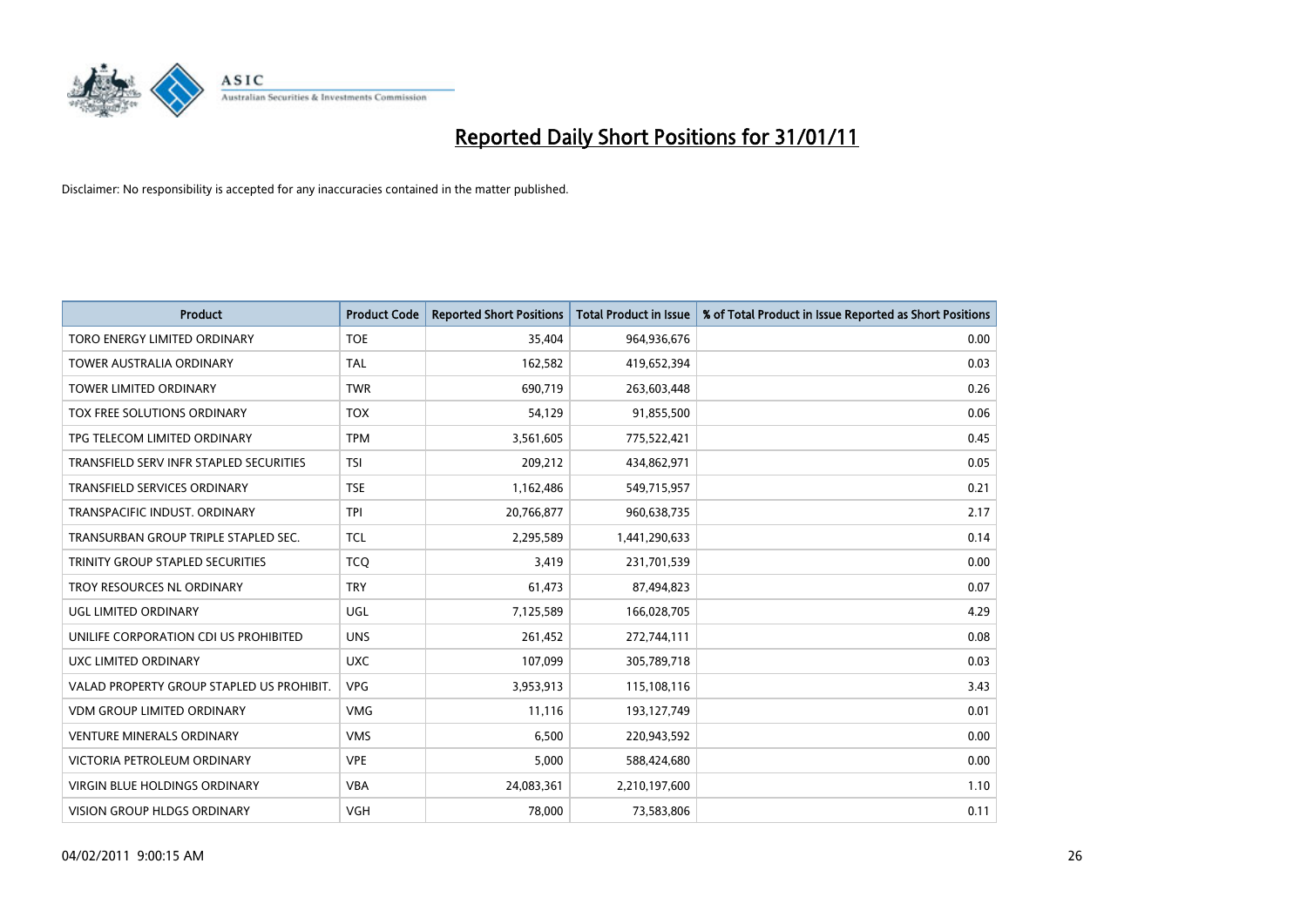# Reported Daily Short Positions for 31/01/11

Disclaimer: No responsibility is accepted for any inaccuracies contained in the matter published.

| Product | Product Code | Reported Short Positions | Total Product in Issue | % of Total Product in Issue Reported as Short Positions |
|---|---|---|---|---|
| TORO ENERGY LIMITED ORDINARY | TOE | 35,404 | 964,936,676 | 0.00 |
| TOWER AUSTRALIA ORDINARY | TAL | 162,582 | 419,652,394 | 0.03 |
| TOWER LIMITED ORDINARY | TWR | 690,719 | 263,603,448 | 0.26 |
| TOX FREE SOLUTIONS ORDINARY | TOX | 54,129 | 91,855,500 | 0.06 |
| TPG TELECOM LIMITED ORDINARY | TPM | 3,561,605 | 775,522,421 | 0.45 |
| TRANSFIELD SERV INFR STAPLED SECURITIES | TSI | 209,212 | 434,862,971 | 0.05 |
| TRANSFIELD SERVICES ORDINARY | TSE | 1,162,486 | 549,715,957 | 0.21 |
| TRANSPACIFIC INDUST. ORDINARY | TPI | 20,766,877 | 960,638,735 | 2.17 |
| TRANSURBAN GROUP TRIPLE STAPLED SEC. | TCL | 2,295,589 | 1,441,290,633 | 0.14 |
| TRINITY GROUP STAPLED SECURITIES | TCQ | 3,419 | 231,701,539 | 0.00 |
| TROY RESOURCES NL ORDINARY | TRY | 61,473 | 87,494,823 | 0.07 |
| UGL LIMITED ORDINARY | UGL | 7,125,589 | 166,028,705 | 4.29 |
| UNILIFE CORPORATION CDI US PROHIBITED | UNS | 261,452 | 272,744,111 | 0.08 |
| UXC LIMITED ORDINARY | UXC | 107,099 | 305,789,718 | 0.03 |
| VALAD PROPERTY GROUP STAPLED US PROHIBIT. | VPG | 3,953,913 | 115,108,116 | 3.43 |
| VDM GROUP LIMITED ORDINARY | VMG | 11,116 | 193,127,749 | 0.01 |
| VENTURE MINERALS ORDINARY | VMS | 6,500 | 220,943,592 | 0.00 |
| VICTORIA PETROLEUM ORDINARY | VPE | 5,000 | 588,424,680 | 0.00 |
| VIRGIN BLUE HOLDINGS ORDINARY | VBA | 24,083,361 | 2,210,197,600 | 1.10 |
| VISION GROUP HLDGS ORDINARY | VGH | 78,000 | 73,583,806 | 0.11 |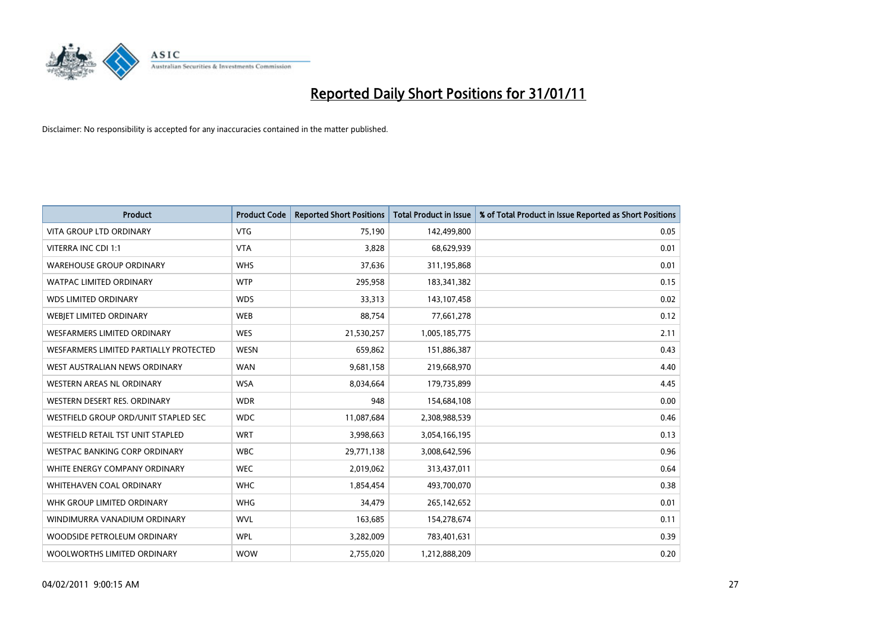# Reported Daily Short Positions for 31/01/11

Disclaimer: No responsibility is accepted for any inaccuracies contained in the matter published.

| Product | Product Code | Reported Short Positions | Total Product in Issue | % of Total Product in Issue Reported as Short Positions |
|---|---|---|---|---|
| VITA GROUP LTD ORDINARY | VTG | 75,190 | 142,499,800 | 0.05 |
| VITERRA INC CDI 1:1 | VTA | 3,828 | 68,629,939 | 0.01 |
| WAREHOUSE GROUP ORDINARY | WHS | 37,636 | 311,195,868 | 0.01 |
| WATPAC LIMITED ORDINARY | WTP | 295,958 | 183,341,382 | 0.15 |
| WDS LIMITED ORDINARY | WDS | 33,313 | 143,107,458 | 0.02 |
| WEBJET LIMITED ORDINARY | WEB | 88,754 | 77,661,278 | 0.12 |
| WESFARMERS LIMITED ORDINARY | WES | 21,530,257 | 1,005,185,775 | 2.11 |
| WESFARMERS LIMITED PARTIALLY PROTECTED | WESN | 659,862 | 151,886,387 | 0.43 |
| WEST AUSTRALIAN NEWS ORDINARY | WAN | 9,681,158 | 219,668,970 | 4.40 |
| WESTERN AREAS NL ORDINARY | WSA | 8,034,664 | 179,735,899 | 4.45 |
| WESTERN DESERT RES. ORDINARY | WDR | 948 | 154,684,108 | 0.00 |
| WESTFIELD GROUP ORD/UNIT STAPLED SEC | WDC | 11,087,684 | 2,308,988,539 | 0.46 |
| WESTFIELD RETAIL TST UNIT STAPLED | WRT | 3,998,663 | 3,054,166,195 | 0.13 |
| WESTPAC BANKING CORP ORDINARY | WBC | 29,771,138 | 3,008,642,596 | 0.96 |
| WHITE ENERGY COMPANY ORDINARY | WEC | 2,019,062 | 313,437,011 | 0.64 |
| WHITEHAVEN COAL ORDINARY | WHC | 1,854,454 | 493,700,070 | 0.38 |
| WHK GROUP LIMITED ORDINARY | WHG | 34,479 | 265,142,652 | 0.01 |
| WINDIMURRA VANADIUM ORDINARY | WVL | 163,685 | 154,278,674 | 0.11 |
| WOODSIDE PETROLEUM ORDINARY | WPL | 3,282,009 | 783,401,631 | 0.39 |
| WOOLWORTHS LIMITED ORDINARY | WOW | 2,755,020 | 1,212,888,209 | 0.20 |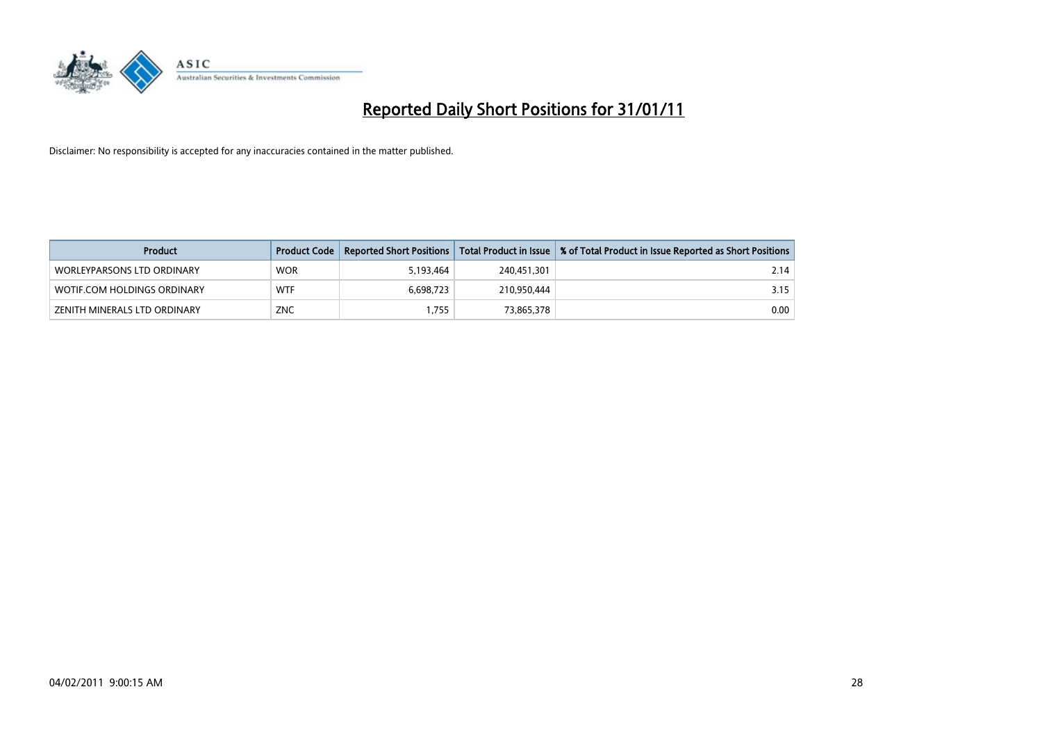# Reported Daily Short Positions for 31/01/11

Disclaimer: No responsibility is accepted for any inaccuracies contained in the matter published.

| Product | Product Code | Reported Short Positions | Total Product in Issue | % of Total Product in Issue Reported as Short Positions |
|---|---|---|---|---|
| WORLEYPARSONS LTD ORDINARY | WOR | 5,193,464 | 240,451,301 | 2.14 |
| WOTIF.COM HOLDINGS ORDINARY | WTF | 6,698,723 | 210,950,444 | 3.15 |
| ZENITH MINERALS LTD ORDINARY | ZNC | 1,755 | 73,865,378 | 0.00 |